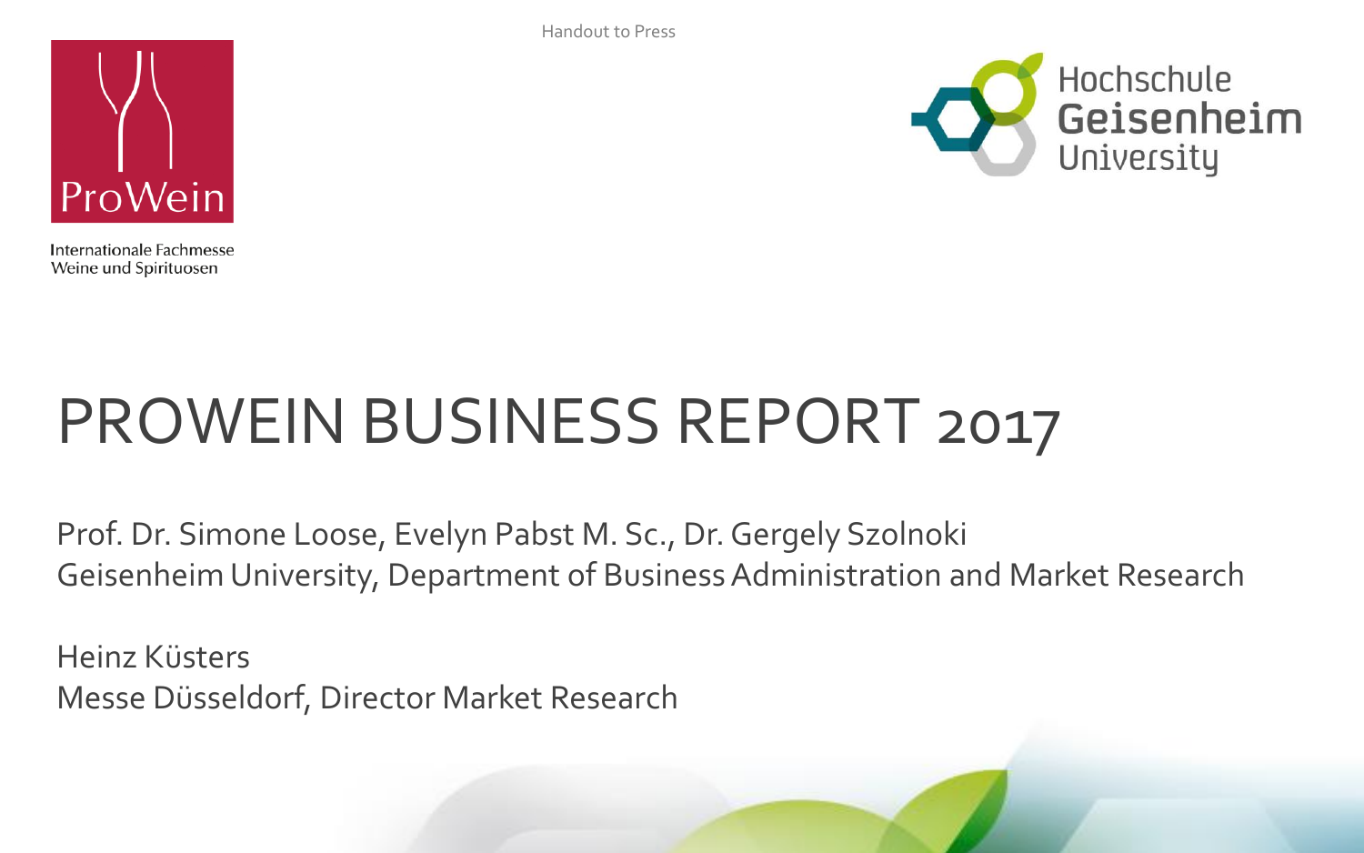Handout to Press

ProWein

Internationale Fachmesse
Weine und Spirituosen

Hochschule Geisenheim University

# PROWEIN BUSINESS REPORT 2017

Prof. Dr. Simone Loose, Evelyn Pabst M. Sc., Dr. Gergely Szolnoki
Geisenheim University, Department of Business Administration and Market Research

Heinz Küsters
Messe Düsseldorf, Director Market Research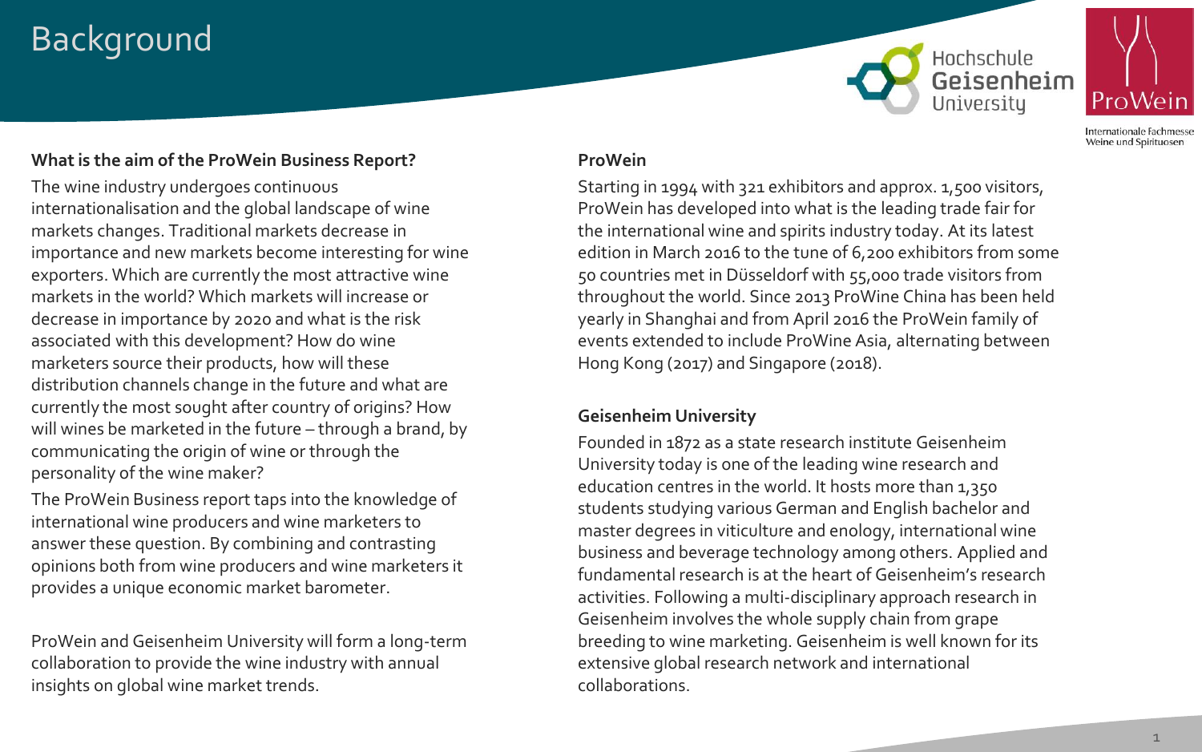# Background

### What is the aim of the ProWein Business Report?

The wine industry undergoes continuous internationalisation and the global landscape of wine markets changes. Traditional markets decrease in importance and new markets become interesting for wine exporters. Which are currently the most attractive wine markets in the world? Which markets will increase or decrease in importance by 2020 and what is the risk associated with this development? How do wine marketers source their products, how will these distribution channels change in the future and what are currently the most sought after country of origins? How will wines be marketed in the future – through a brand, by communicating the origin of wine or through the personality of the wine maker?

The ProWein Business report taps into the knowledge of international wine producers and wine marketers to answer these question. By combining and contrasting opinions both from wine producers and wine marketers it provides a unique economic market barometer.

ProWein and Geisenheim University will form a long-term collaboration to provide the wine industry with annual insights on global wine market trends.

### ProWein

Starting in 1994 with 321 exhibitors and approx. 1,500 visitors, ProWein has developed into what is the leading trade fair for the international wine and spirits industry today. At its latest edition in March 2016 to the tune of 6,200 exhibitors from some 50 countries met in Düsseldorf with 55,000 trade visitors from throughout the world. Since 2013 ProWine China has been held yearly in Shanghai and from April 2016 the ProWein family of events extended to include ProWine Asia, alternating between Hong Kong (2017) and Singapore (2018).

### Geisenheim University

Founded in 1872 as a state research institute Geisenheim University today is one of the leading wine research and education centres in the world. It hosts more than 1,350 students studying various German and English bachelor and master degrees in viticulture and enology, international wine business and beverage technology among others. Applied and fundamental research is at the heart of Geisenheim's research activities. Following a multi-disciplinary approach research in Geisenheim involves the whole supply chain from grape breeding to wine marketing. Geisenheim is well known for its extensive global research network and international collaborations.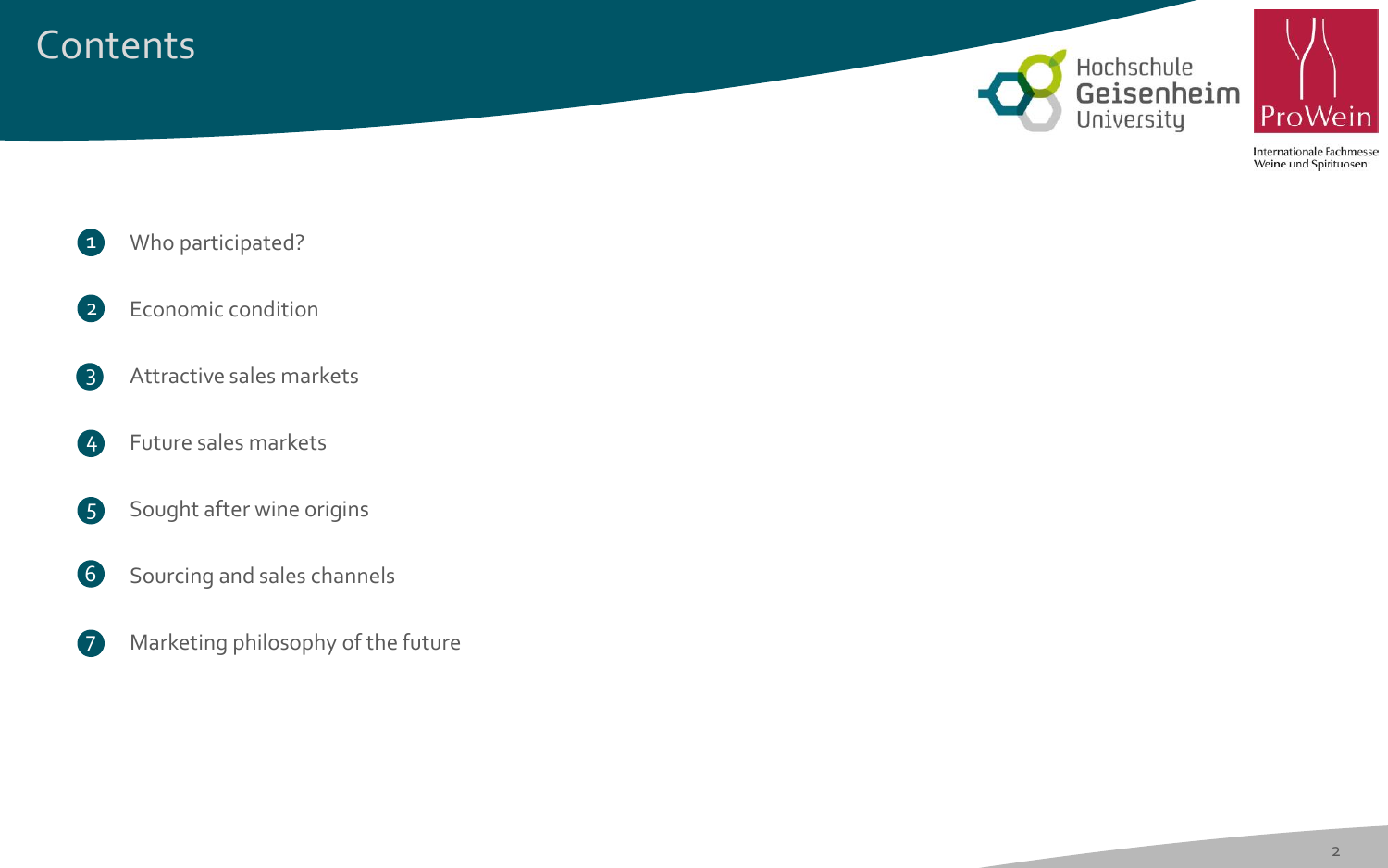# Contents

1. Who participated?
2. Economic condition
3. Attractive sales markets
4. Future sales markets
5. Sought after wine origins
6. Sourcing and sales channels
7. Marketing philosophy of the future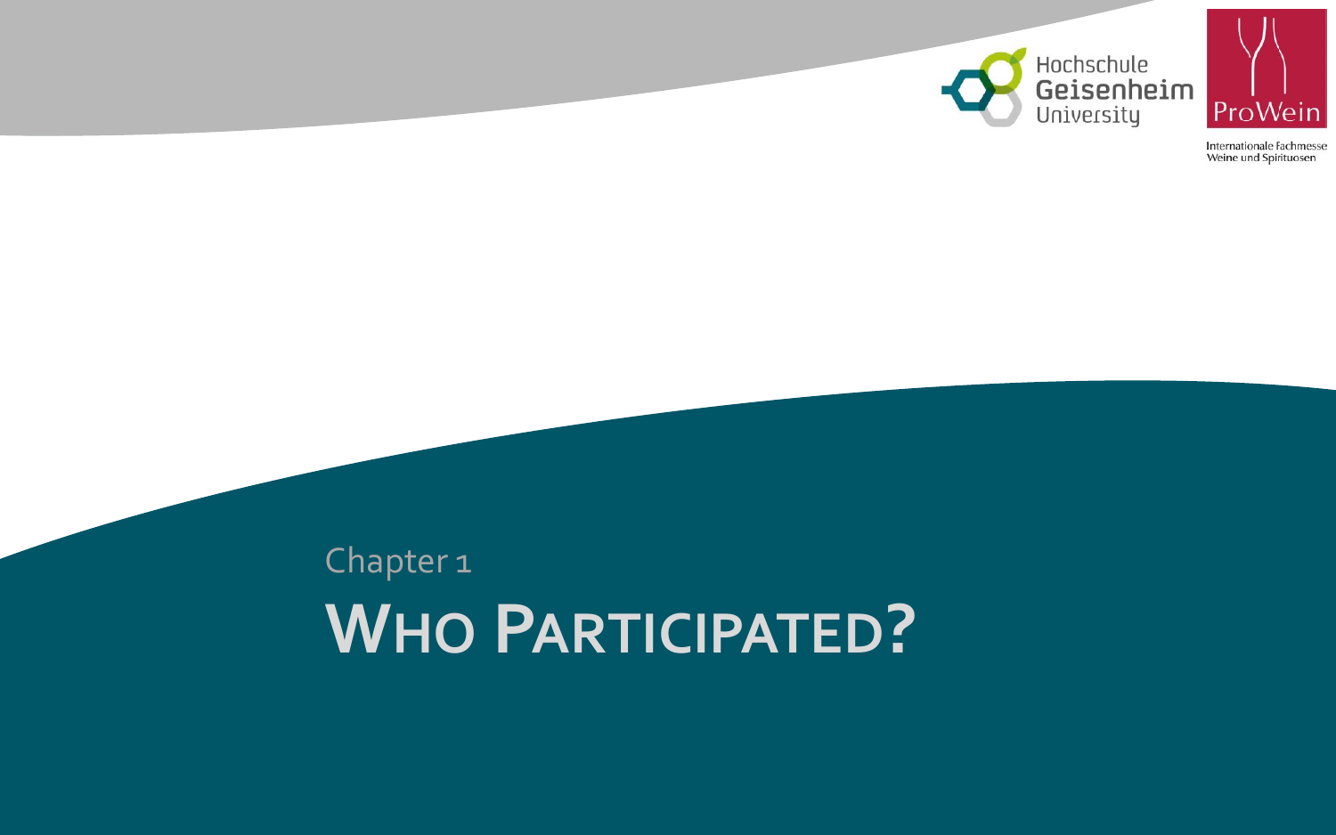Chapter 1

# WHO PARTICIPATED?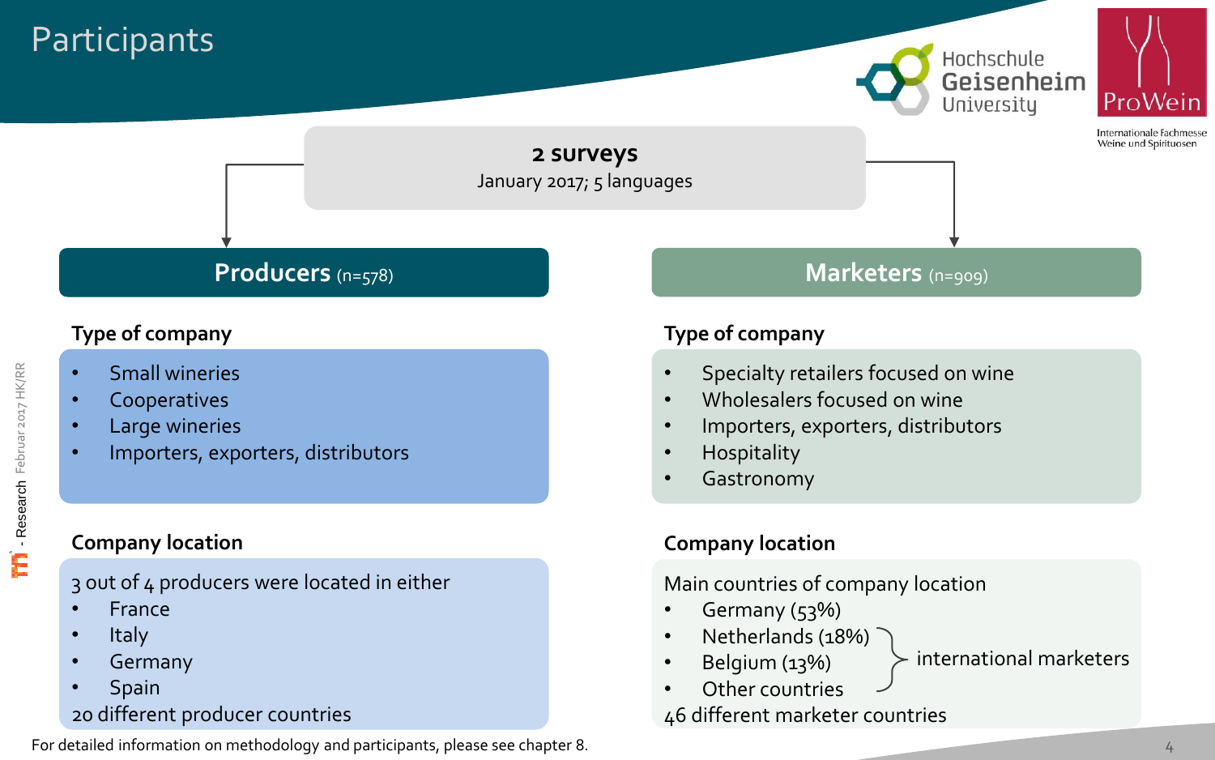# Participants

**2 surveys**
January 2017; 5 languages

## Producers (n=578)

### Type of company

- Small wineries
- Cooperatives
- Large wineries
- Importers, exporters, distributors

### Company location

3 out of 4 producers were located in either

- France
- Italy
- Germany
- Spain

20 different producer countries

## Marketers (n=909)

### Type of company

- Specialty retailers focused on wine
- Wholesalers focused on wine
- Importers, exporters, distributors
- Hospitality
- Gastronomy

### Company location

Main countries of company location

- Germany (53%)
- Netherlands (18%)
- Belgium (13%)
- Other countries

Netherlands, Belgium and other countries: international marketers

46 different marketer countries

For detailed information on methodology and participants, please see chapter 8.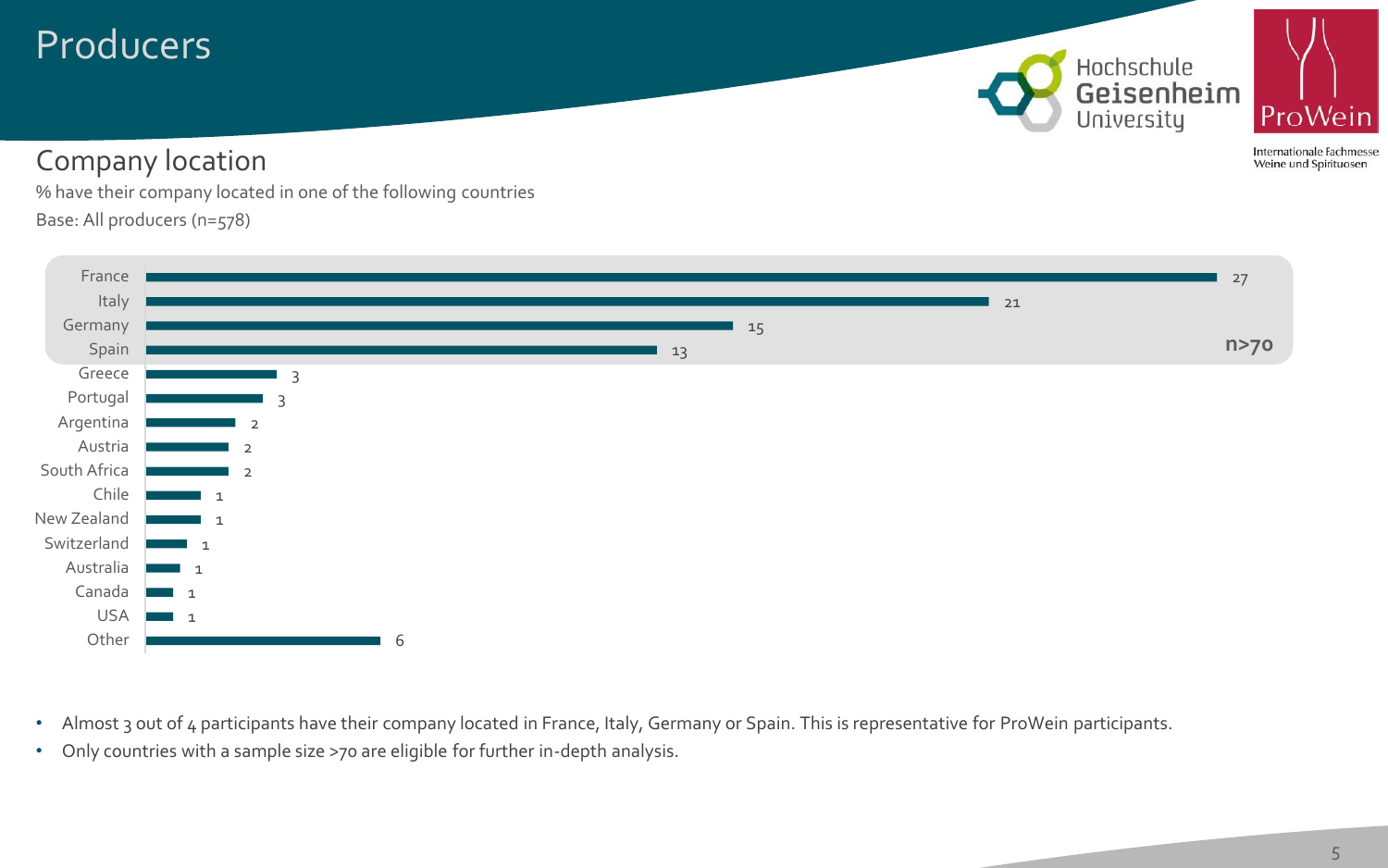# Producers

## Company location

% have their company located in one of the following countries

Base: All producers (n=578)

| Country | % |
|---|---|
| France | 27 |
| Italy | 21 |
| Germany | 15 |
| Spain | 13 |
| Greece | 3 |
| Portugal | 3 |
| Argentina | 2 |
| Austria | 2 |
| South Africa | 2 |
| Chile | 1 |
| New Zealand | 1 |
| Switzerland | 1 |
| Australia | 1 |
| Canada | 1 |
| USA | 1 |
| Other | 6 |

**n>70** (France, Italy, Germany, Spain)

- Almost 3 out of 4 participants have their company located in France, Italy, Germany or Spain. This is representative for ProWein participants.
- Only countries with a sample size >70 are eligible for further in-depth analysis.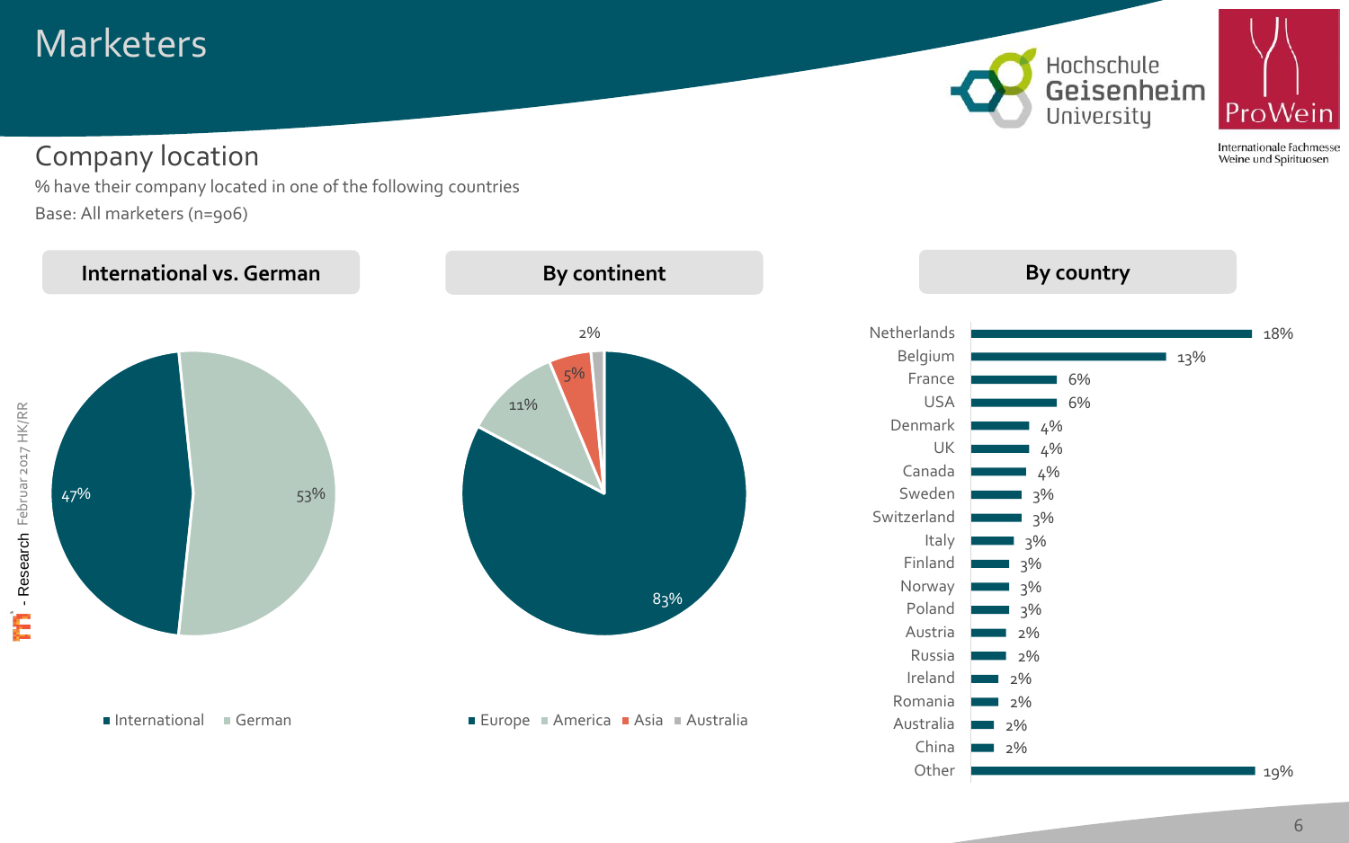# Marketers

## Company location

% have their company located in one of the following countries

Base: All marketers (n=906)

### International vs. German

| Category | % |
|---|---|
| International | 47% |
| German | 53% |

### By continent

| Continent | % |
|---|---|
| Europe | 83% |
| America | 11% |
| Asia | 5% |
| Australia | 2% |

### By country

| Country | % |
|---|---|
| Netherlands | 18% |
| Belgium | 13% |
| France | 6% |
| USA | 6% |
| Denmark | 4% |
| UK | 4% |
| Canada | 4% |
| Sweden | 3% |
| Switzerland | 3% |
| Italy | 3% |
| Finland | 3% |
| Norway | 3% |
| Poland | 3% |
| Austria | 2% |
| Russia | 2% |
| Ireland | 2% |
| Romania | 2% |
| Australia | 2% |
| China | 2% |
| Other | 19% |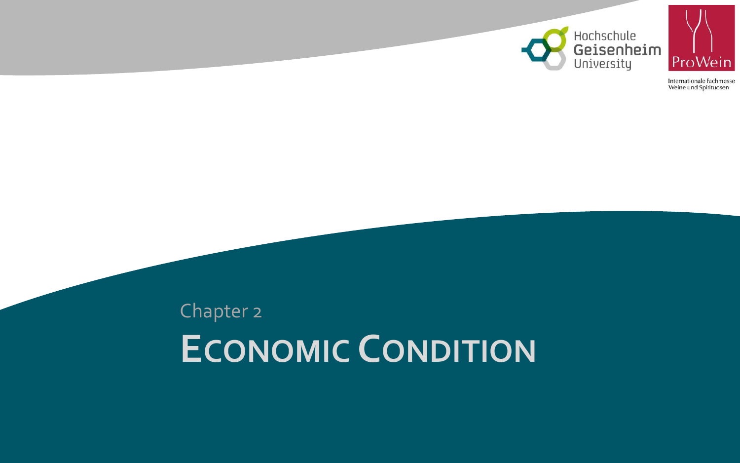Chapter 2

# Economic Condition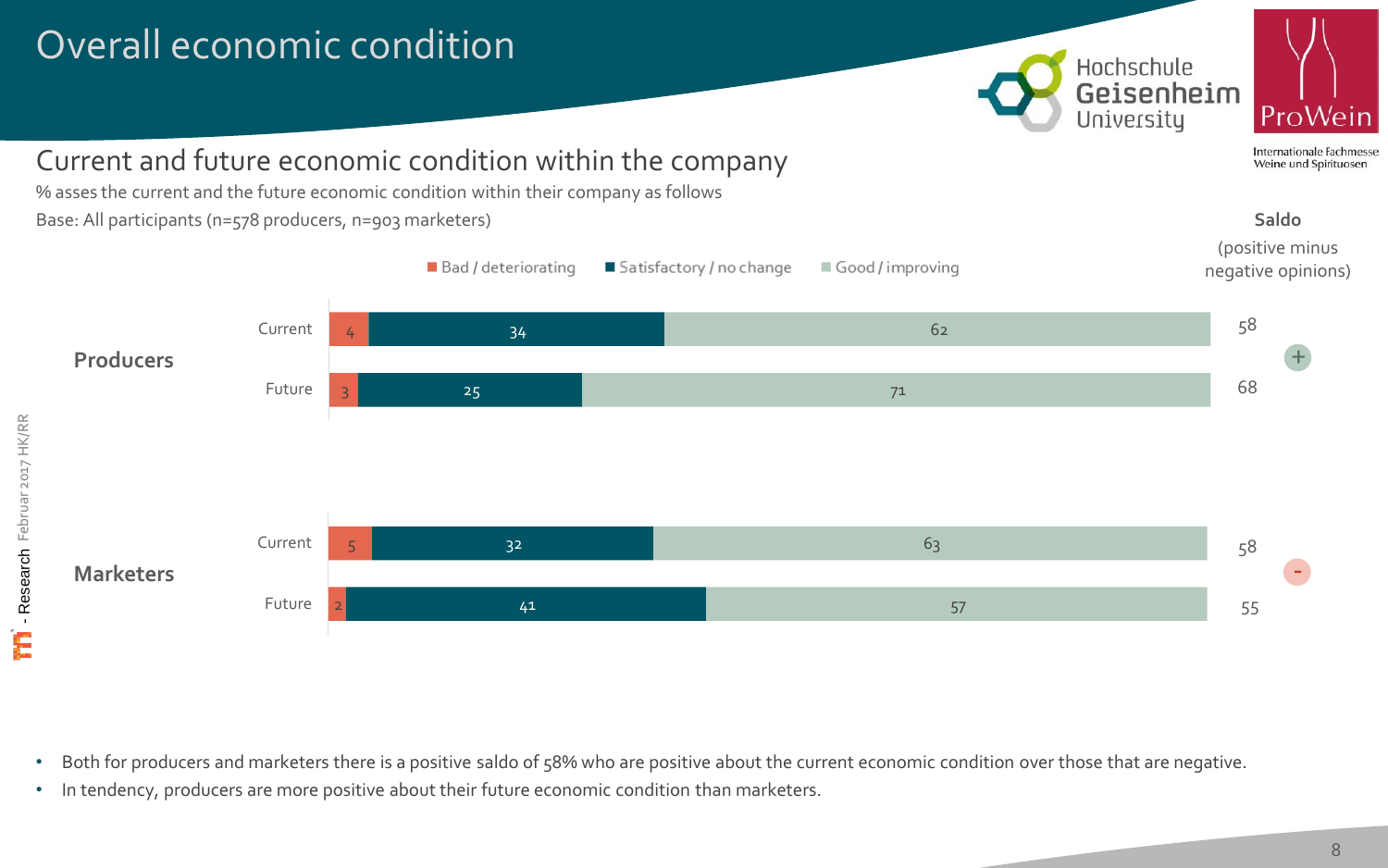# Overall economic condition

## Current and future economic condition within the company

% asses the current and the future economic condition within their company as follows

Base: All participants (n=578 producers, n=903 marketers)

| | | Bad / deteriorating | Satisfactory / no change | Good / improving | Saldo (positive minus negative opinions) |
|---|---|---|---|---|---|
| Producers | Current | 4 | 34 | 62 | 58 |
| | Future | 3 | 25 | 71 | 68 |
| Marketers | Current | 5 | 32 | 63 | 58 |
| | Future | 2 | 41 | 57 | 55 |

- Both for producers and marketers there is a positive saldo of 58% who are positive about the current economic condition over those that are negative.
- In tendency, producers are more positive about their future economic condition than marketers.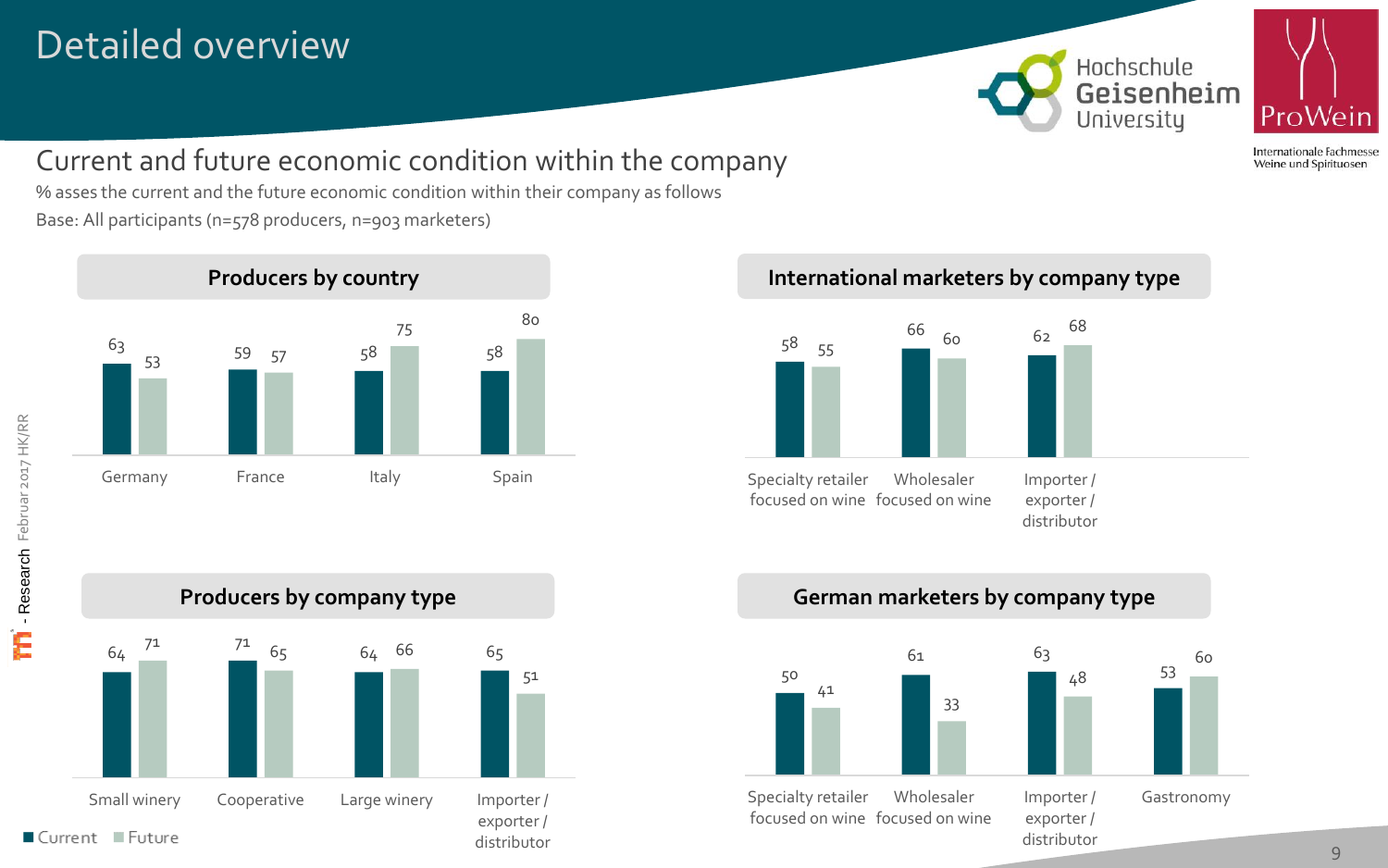# Detailed overview

## Current and future economic condition within the company

% asses the current and the future economic condition within their company as follows

Base: All participants (n=578 producers, n=903 marketers)

### Producers by country

| | Current | Future |
|---|---|---|
| Germany | 63 | 53 |
| France | 59 | 57 |
| Italy | 58 | 75 |
| Spain | 58 | 80 |

### International marketers by company type

| | Current | Future |
|---|---|---|
| Specialty retailer focused on wine | 58 | 55 |
| Wholesaler focused on wine | 66 | 60 |
| Importer / exporter / distributor | 62 | 68 |

### Producers by company type

| | Current | Future |
|---|---|---|
| Small winery | 64 | 71 |
| Cooperative | 71 | 65 |
| Large winery | 64 | 66 |
| Importer / exporter / distributor | 65 | 51 |

### German marketers by company type

| | Current | Future |
|---|---|---|
| Specialty retailer focused on wine | 50 | 41 |
| Wholesaler focused on wine | 61 | 33 |
| Importer / exporter / distributor | 63 | 48 |
| Gastronomy | 53 | 60 |

■ Current ■ Future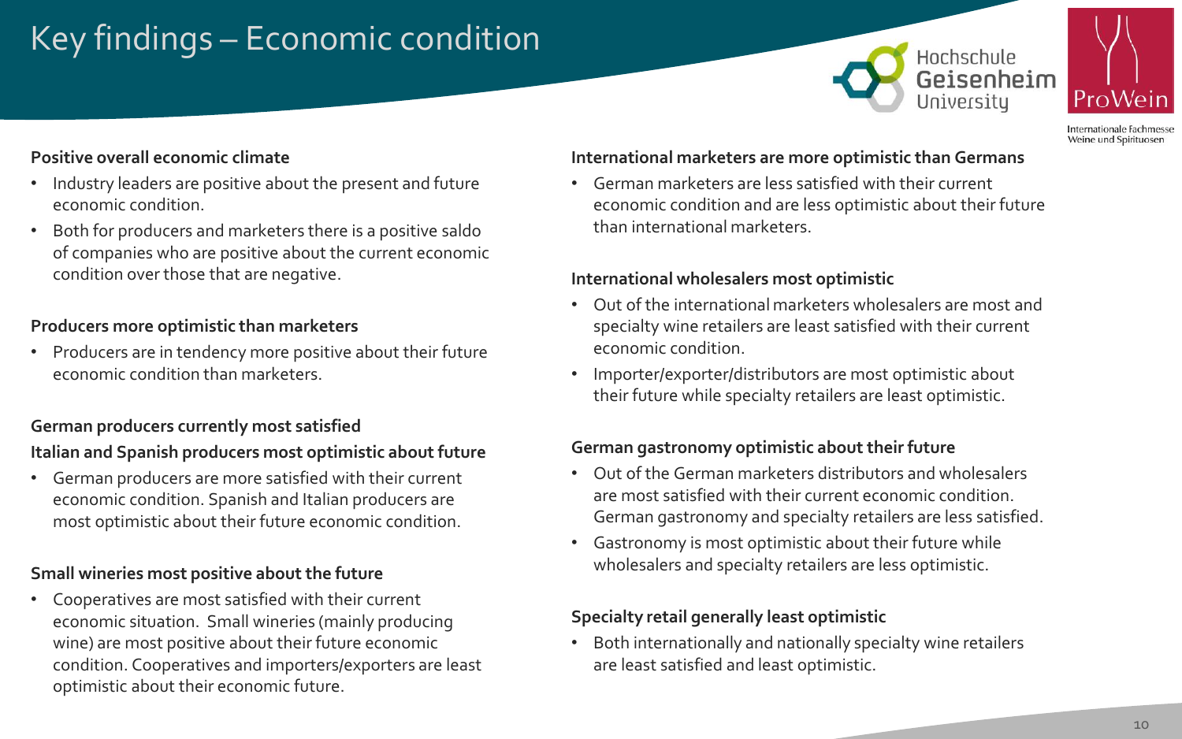# Key findings – Economic condition

**Positive overall economic climate**

- Industry leaders are positive about the present and future economic condition.
- Both for producers and marketers there is a positive saldo of companies who are positive about the current economic condition over those that are negative.

**Producers more optimistic than marketers**

- Producers are in tendency more positive about their future economic condition than marketers.

**German producers currently most satisfied**
**Italian and Spanish producers most optimistic about future**

- German producers are more satisfied with their current economic condition. Spanish and Italian producers are most optimistic about their future economic condition.

**Small wineries most positive about the future**

- Cooperatives are most satisfied with their current economic situation. Small wineries (mainly producing wine) are most positive about their future economic condition. Cooperatives and importers/exporters are least optimistic about their economic future.

**International marketers are more optimistic than Germans**

- German marketers are less satisfied with their current economic condition and are less optimistic about their future than international marketers.

**International wholesalers most optimistic**

- Out of the international marketers wholesalers are most and specialty wine retailers are least satisfied with their current economic condition.
- Importer/exporter/distributors are most optimistic about their future while specialty retailers are least optimistic.

**German gastronomy optimistic about their future**

- Out of the German marketers distributors and wholesalers are most satisfied with their current economic condition. German gastronomy and specialty retailers are less satisfied.
- Gastronomy is most optimistic about their future while wholesalers and specialty retailers are less optimistic.

**Specialty retail generally least optimistic**

- Both internationally and nationally specialty wine retailers are least satisfied and least optimistic.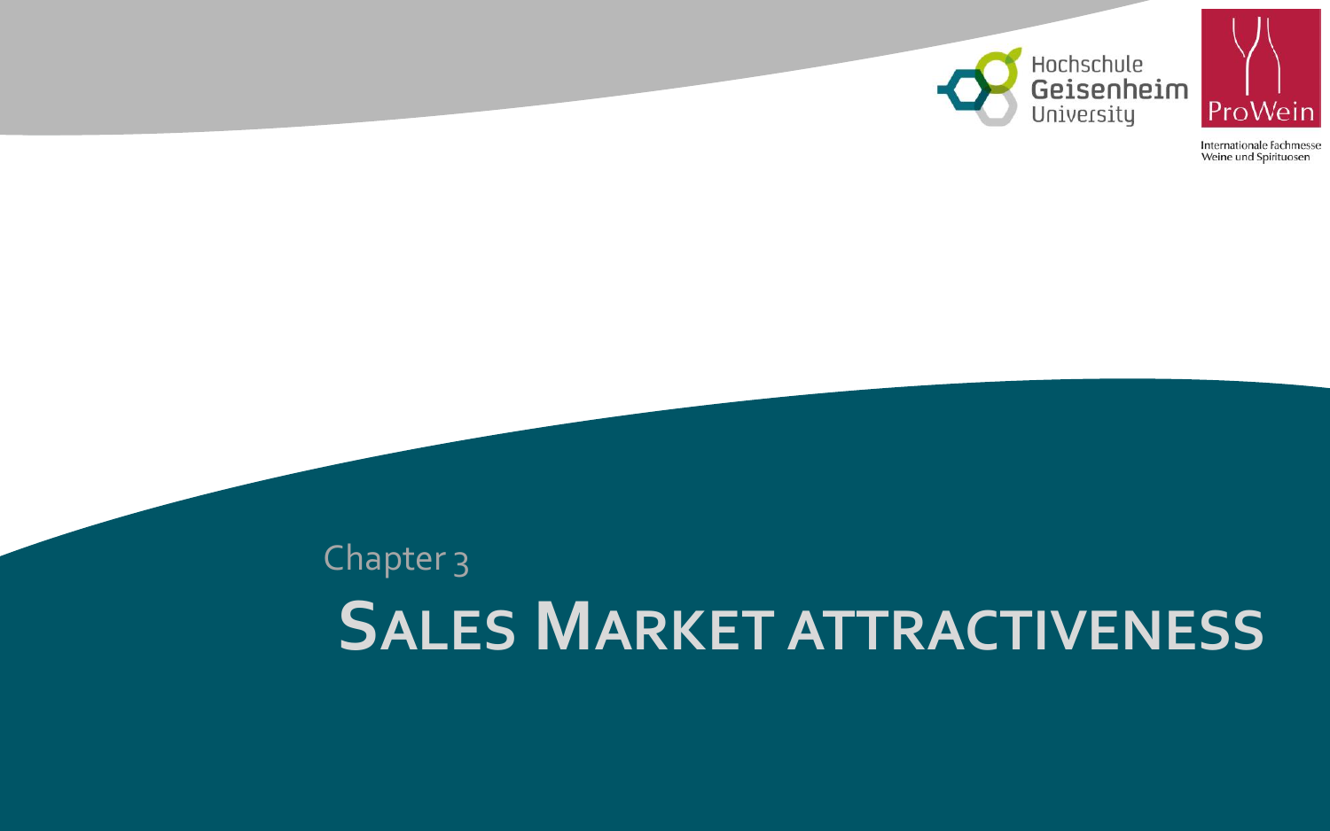Chapter 3

# SALES MARKET ATTRACTIVENESS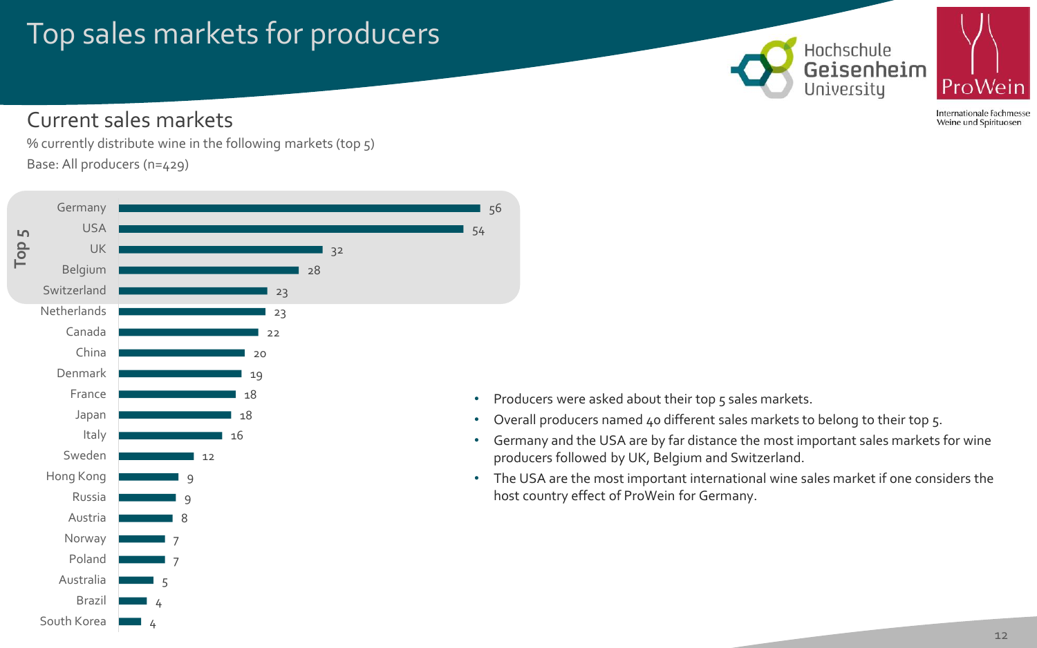# Top sales markets for producers

## Current sales markets

% currently distribute wine in the following markets (top 5)

Base: All producers (n=429)

| Market | % |
|---|---|
| **Top 5** | |
| Germany | 56 |
| USA | 54 |
| UK | 32 |
| Belgium | 28 |
| Switzerland | 23 |
| Netherlands | 23 |
| Canada | 22 |
| China | 20 |
| Denmark | 19 |
| France | 18 |
| Japan | 18 |
| Italy | 16 |
| Sweden | 12 |
| Hong Kong | 9 |
| Russia | 9 |
| Austria | 8 |
| Norway | 7 |
| Poland | 7 |
| Australia | 5 |
| Brazil | 4 |
| South Korea | 4 |

- Producers were asked about their top 5 sales markets.
- Overall producers named 40 different sales markets to belong to their top 5.
- Germany and the USA are by far distance the most important sales markets for wine producers followed by UK, Belgium and Switzerland.
- The USA are the most important international wine sales market if one considers the host country effect of ProWein for Germany.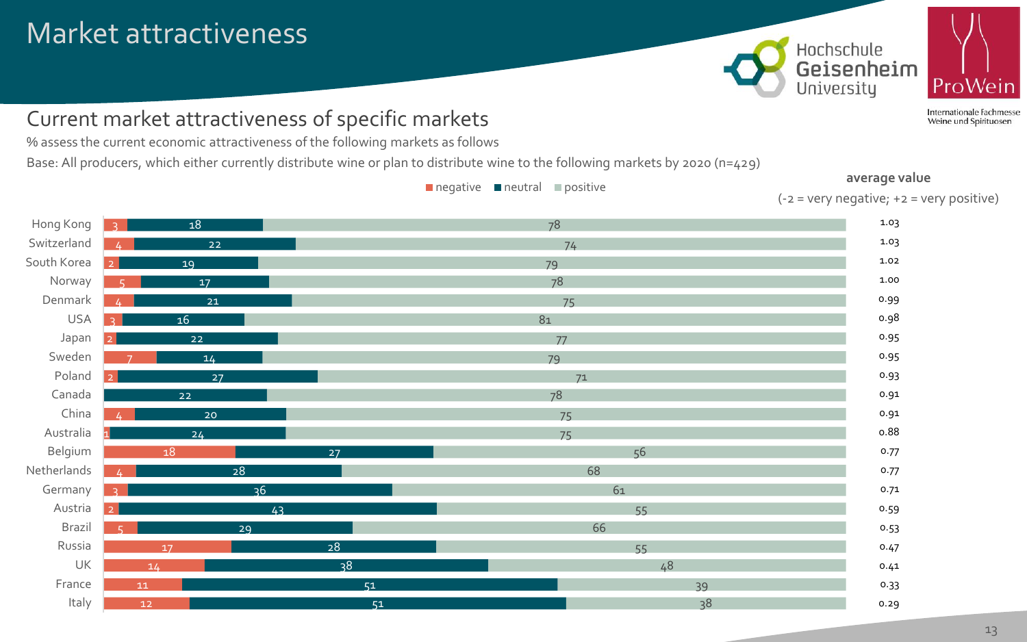# Market attractiveness

## Current market attractiveness of specific markets

% assess the current economic attractiveness of the following markets as follows

Base: All producers, which either currently distribute wine or plan to distribute wine to the following markets by 2020 (n=429)

| Market | negative | neutral | positive | average value (-2 = very negative; +2 = very positive) |
|---|---|---|---|---|
| Hong Kong | 3 | 18 | 78 | 1.03 |
| Switzerland | 4 | 22 | 74 | 1.03 |
| South Korea | 2 | 19 | 79 | 1.02 |
| Norway | 5 | 17 | 78 | 1.00 |
| Denmark | 4 | 21 | 75 | 0.99 |
| USA | 3 | 16 | 81 | 0.98 |
| Japan | 2 | 22 | 77 | 0.95 |
| Sweden | 7 | 14 | 79 | 0.95 |
| Poland | 2 | 27 | 71 | 0.93 |
| Canada | | 22 | 78 | 0.91 |
| China | 4 | 20 | 75 | 0.91 |
| Australia | 1 | 24 | 75 | 0.88 |
| Belgium | 18 | 27 | 56 | 0.77 |
| Netherlands | 4 | 28 | 68 | 0.77 |
| Germany | 3 | 36 | 61 | 0.71 |
| Austria | 2 | 43 | 55 | 0.59 |
| Brazil | 5 | 29 | 66 | 0.53 |
| Russia | 17 | 28 | 55 | 0.47 |
| UK | 14 | 38 | 48 | 0.41 |
| France | 11 | 51 | 39 | 0.33 |
| Italy | 12 | 51 | 38 | 0.29 |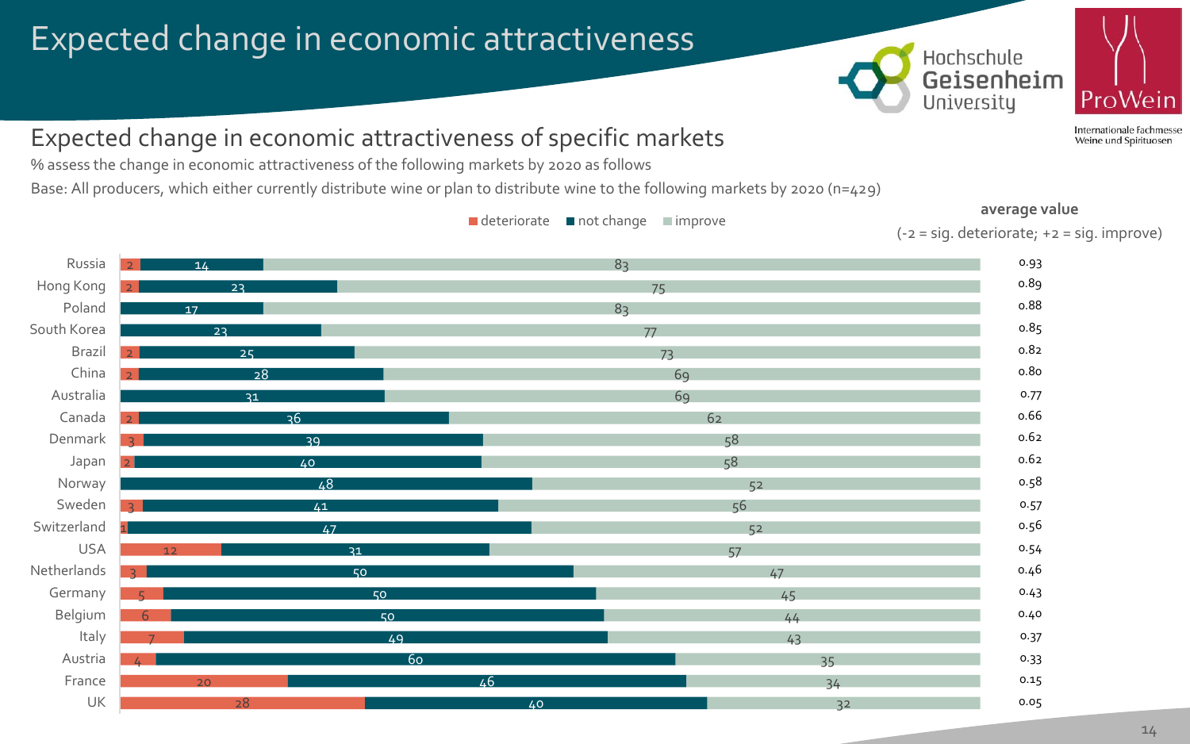# Expected change in economic attractiveness

## Expected change in economic attractiveness of specific markets

% assess the change in economic attractiveness of the following markets by 2020 as follows

Base: All producers, which either currently distribute wine or plan to distribute wine to the following markets by 2020 (n=429)

| Market | deteriorate | not change | improve | average value (-2 = sig. deteriorate; +2 = sig. improve) |
|---|---|---|---|---|
| Russia | 2 | 14 | 83 | 0.93 |
| Hong Kong | 2 | 23 | 75 | 0.89 |
| Poland | | 17 | 83 | 0.88 |
| South Korea | | 23 | 77 | 0.85 |
| Brazil | 2 | 25 | 73 | 0.82 |
| China | 2 | 28 | 69 | 0.80 |
| Australia | | 31 | 69 | 0.77 |
| Canada | 2 | 36 | 62 | 0.66 |
| Denmark | 3 | 39 | 58 | 0.62 |
| Japan | 2 | 40 | 58 | 0.62 |
| Norway | | 48 | 52 | 0.58 |
| Sweden | 3 | 41 | 56 | 0.57 |
| Switzerland | 1 | 47 | 52 | 0.56 |
| USA | 12 | 31 | 57 | 0.54 |
| Netherlands | 3 | 50 | 47 | 0.46 |
| Germany | 5 | 50 | 45 | 0.43 |
| Belgium | 6 | 50 | 44 | 0.40 |
| Italy | 7 | 49 | 43 | 0.37 |
| Austria | 4 | 60 | 35 | 0.33 |
| France | 20 | 46 | 34 | 0.15 |
| UK | 28 | 40 | 32 | 0.05 |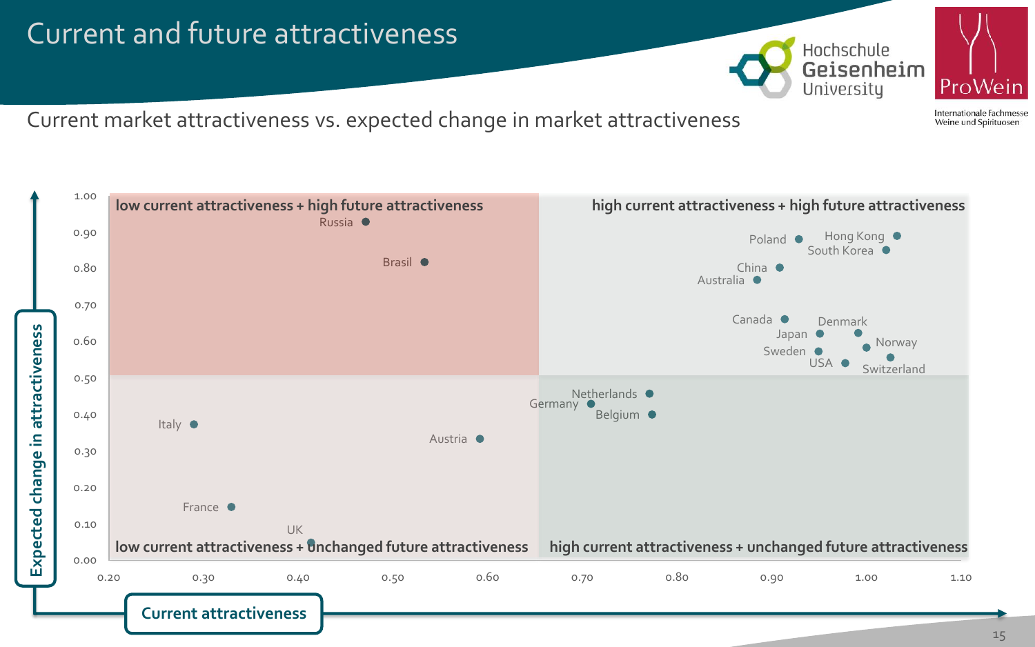# Current and future attractiveness

Current market attractiveness vs. expected change in market attractiveness

Expected change in attractiveness (y-axis: 0.00 – 1.00)

Current attractiveness (x-axis: 0.20 – 1.10)

**low current attractiveness + high future attractiveness**

Russia, Brasil

**high current attractiveness + high future attractiveness**

Poland, Hong Kong, South Korea, China, Australia, Canada, Denmark, Japan, Norway, Sweden, USA, Switzerland

**low current attractiveness + unchanged future attractiveness**

Italy, Austria, France, UK

**high current attractiveness + unchanged future attractiveness**

Netherlands, Germany, Belgium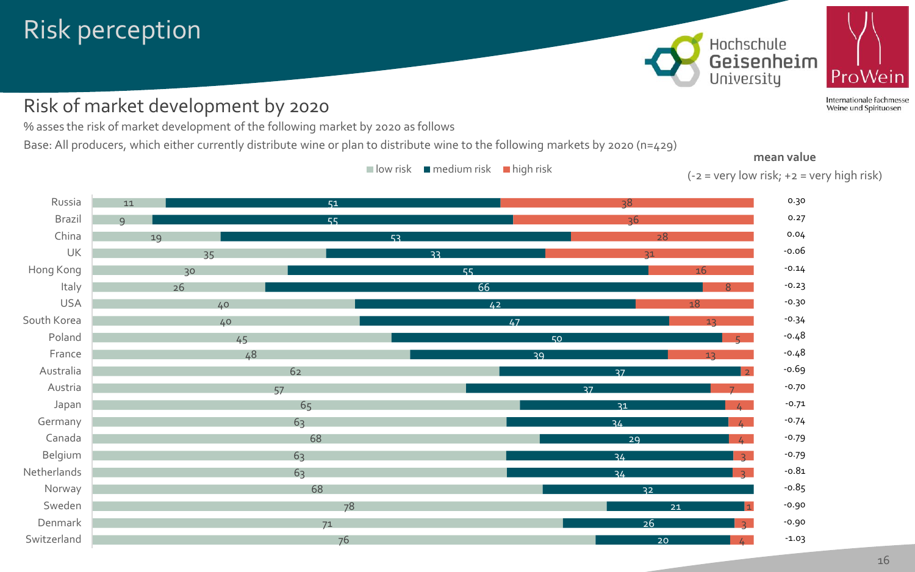# Risk perception

## Risk of market development by 2020

% asses the risk of market development of the following market by 2020 as follows

Base: All producers, which either currently distribute wine or plan to distribute wine to the following markets by 2020 (n=429)

| Market | low risk | medium risk | high risk | mean value (-2 = very low risk; +2 = very high risk) |
|---|---|---|---|---|
| Russia | 11 | 51 | 38 | 0.30 |
| Brazil | 9 | 55 | 36 | 0.27 |
| China | 19 | 53 | 28 | 0.04 |
| UK | 35 | 33 | 31 | -0.06 |
| Hong Kong | 30 | 55 | 16 | -0.14 |
| Italy | 26 | 66 | 8 | -0.23 |
| USA | 40 | 42 | 18 | -0.30 |
| South Korea | 40 | 47 | 13 | -0.34 |
| Poland | 45 | 50 | 5 | -0.48 |
| France | 48 | 39 | 13 | -0.48 |
| Australia | 62 | 37 | 2 | -0.69 |
| Austria | 57 | 37 | 7 | -0.70 |
| Japan | 65 | 31 | 4 | -0.71 |
| Germany | 63 | 34 | 4 | -0.74 |
| Canada | 68 | 29 | 4 | -0.79 |
| Belgium | 63 | 34 | 3 | -0.79 |
| Netherlands | 63 | 34 | 3 | -0.81 |
| Norway | 68 | 32 | | -0.85 |
| Sweden | 78 | 21 | 1 | -0.90 |
| Denmark | 71 | 26 | 3 | -0.90 |
| Switzerland | 76 | 20 | 4 | -1.03 |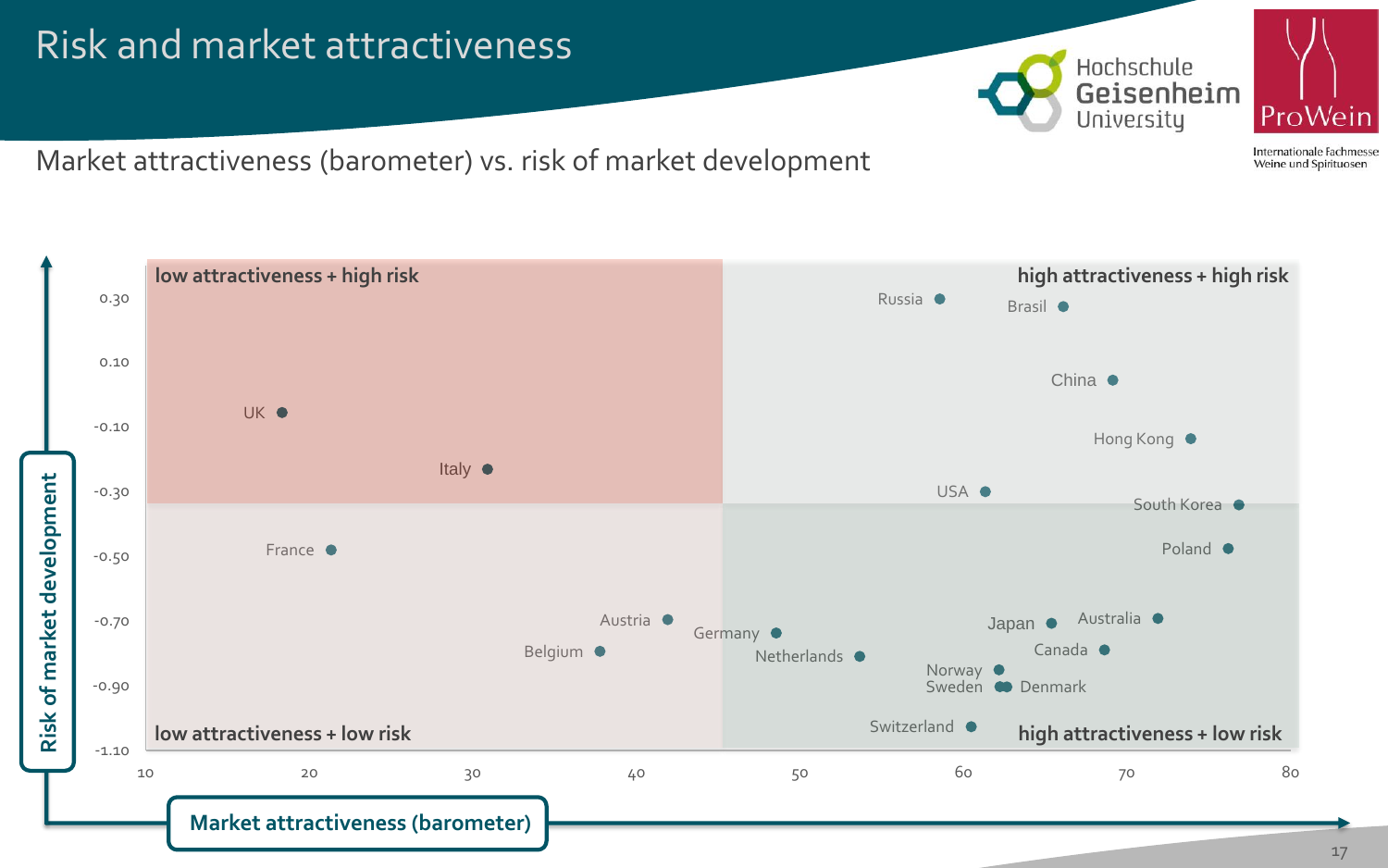# Risk and market attractiveness

Market attractiveness (barometer) vs. risk of market development

**low attractiveness + high risk**

**high attractiveness + high risk**

**low attractiveness + low risk**

**high attractiveness + low risk**

Risk of market development

Market attractiveness (barometer)

0.30, 0.10, -0.10, -0.30, -0.50, -0.70, -0.90, -1.10

10, 20, 30, 40, 50, 60, 70, 80

Russia, Brasil, China, Hong Kong, USA, South Korea, Poland, UK, Italy, France, Austria, Belgium, Germany, Netherlands, Japan, Australia, Canada, Norway, Sweden, Denmark, Switzerland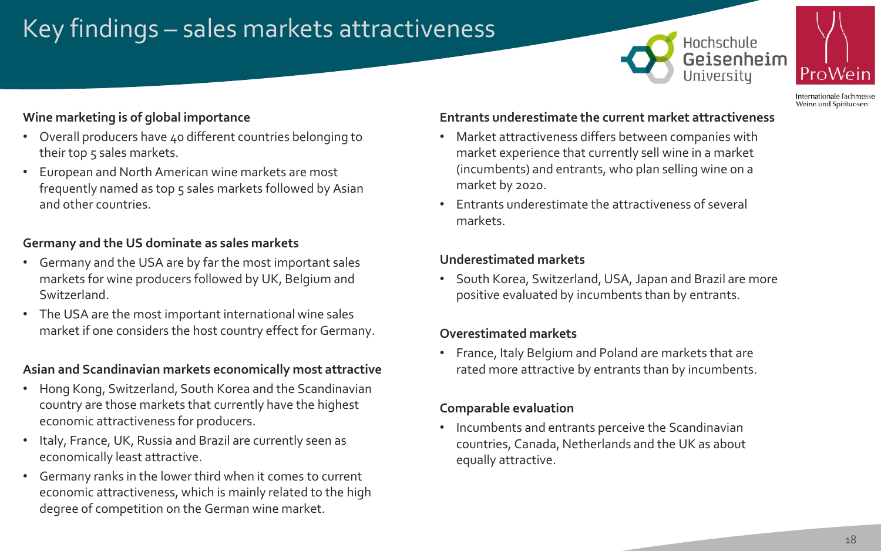# Key findings – sales markets attractiveness

**Wine marketing is of global importance**

- Overall producers have 40 different countries belonging to their top 5 sales markets.
- European and North American wine markets are most frequently named as top 5 sales markets followed by Asian and other countries.

**Germany and the US dominate as sales markets**

- Germany and the USA are by far the most important sales markets for wine producers followed by UK, Belgium and Switzerland.
- The USA are the most important international wine sales market if one considers the host country effect for Germany.

**Asian and Scandinavian markets economically most attractive**

- Hong Kong, Switzerland, South Korea and the Scandinavian country are those markets that currently have the highest economic attractiveness for producers.
- Italy, France, UK, Russia and Brazil are currently seen as economically least attractive.
- Germany ranks in the lower third when it comes to current economic attractiveness, which is mainly related to the high degree of competition on the German wine market.

**Entrants underestimate the current market attractiveness**

- Market attractiveness differs between companies with market experience that currently sell wine in a market (incumbents) and entrants, who plan selling wine on a market by 2020.
- Entrants underestimate the attractiveness of several markets.

**Underestimated markets**

- South Korea, Switzerland, USA, Japan and Brazil are more positive evaluated by incumbents than by entrants.

**Overestimated markets**

- France, Italy Belgium and Poland are markets that are rated more attractive by entrants than by incumbents.

**Comparable evaluation**

- Incumbents and entrants perceive the Scandinavian countries, Canada, Netherlands and the UK as about equally attractive.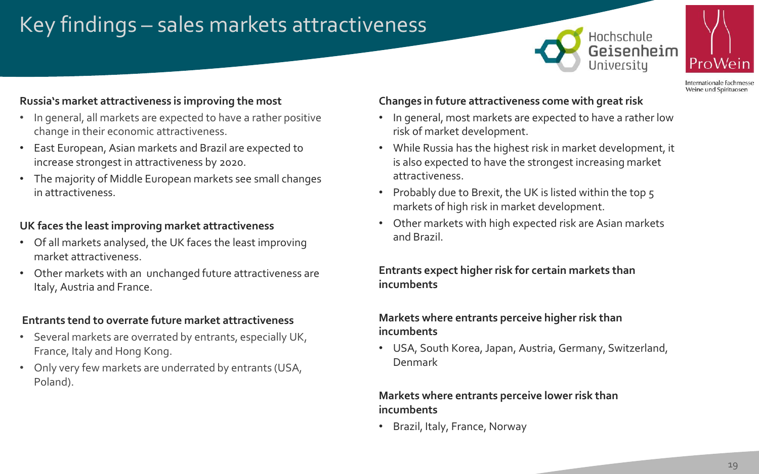# Key findings – sales markets attractiveness

**Russia's market attractiveness is improving the most**

- In general, all markets are expected to have a rather positive change in their economic attractiveness.
- East European, Asian markets and Brazil are expected to increase strongest in attractiveness by 2020.
- The majority of Middle European markets see small changes in attractiveness.

**UK faces the least improving market attractiveness**

- Of all markets analysed, the UK faces the least improving market attractiveness.
- Other markets with an unchanged future attractiveness are Italy, Austria and France.

**Entrants tend to overrate future market attractiveness**

- Several markets are overrated by entrants, especially UK, France, Italy and Hong Kong.
- Only very few markets are underrated by entrants (USA, Poland).

**Changes in future attractiveness come with great risk**

- In general, most markets are expected to have a rather low risk of market development.
- While Russia has the highest risk in market development, it is also expected to have the strongest increasing market attractiveness.
- Probably due to Brexit, the UK is listed within the top 5 markets of high risk in market development.
- Other markets with high expected risk are Asian markets and Brazil.

**Entrants expect higher risk for certain markets than incumbents**

**Markets where entrants perceive higher risk than incumbents**

- USA, South Korea, Japan, Austria, Germany, Switzerland, Denmark

**Markets where entrants perceive lower risk than incumbents**

- Brazil, Italy, France, Norway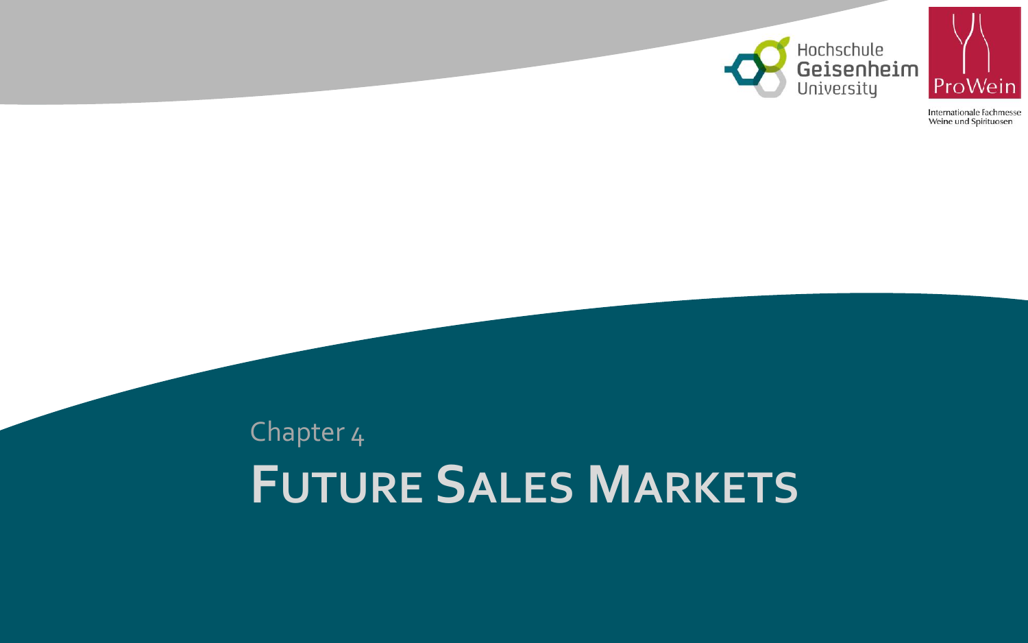Chapter 4

# Future Sales Markets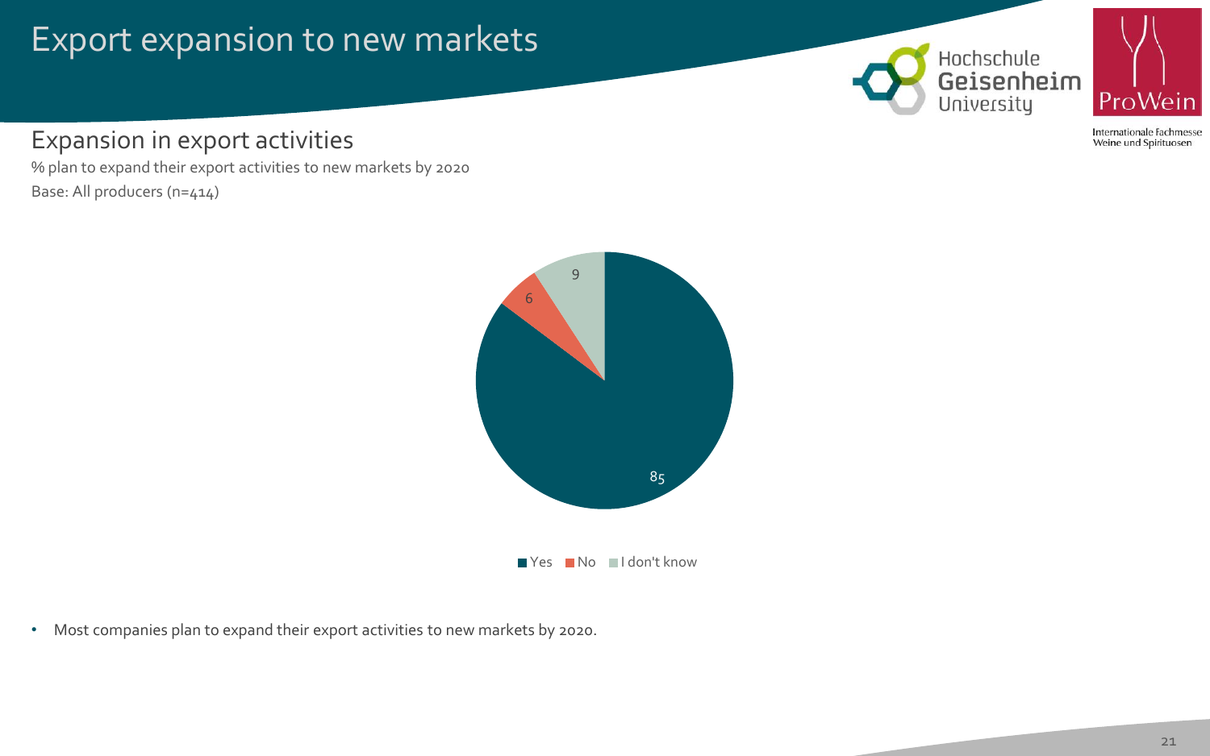# Export expansion to new markets

## Expansion in export activities

% plan to expand their export activities to new markets by 2020

Base: All producers (n=414)

| Response | % |
|---|---|
| Yes | 85 |
| No | 6 |
| I don't know | 9 |

- Most companies plan to expand their export activities to new markets by 2020.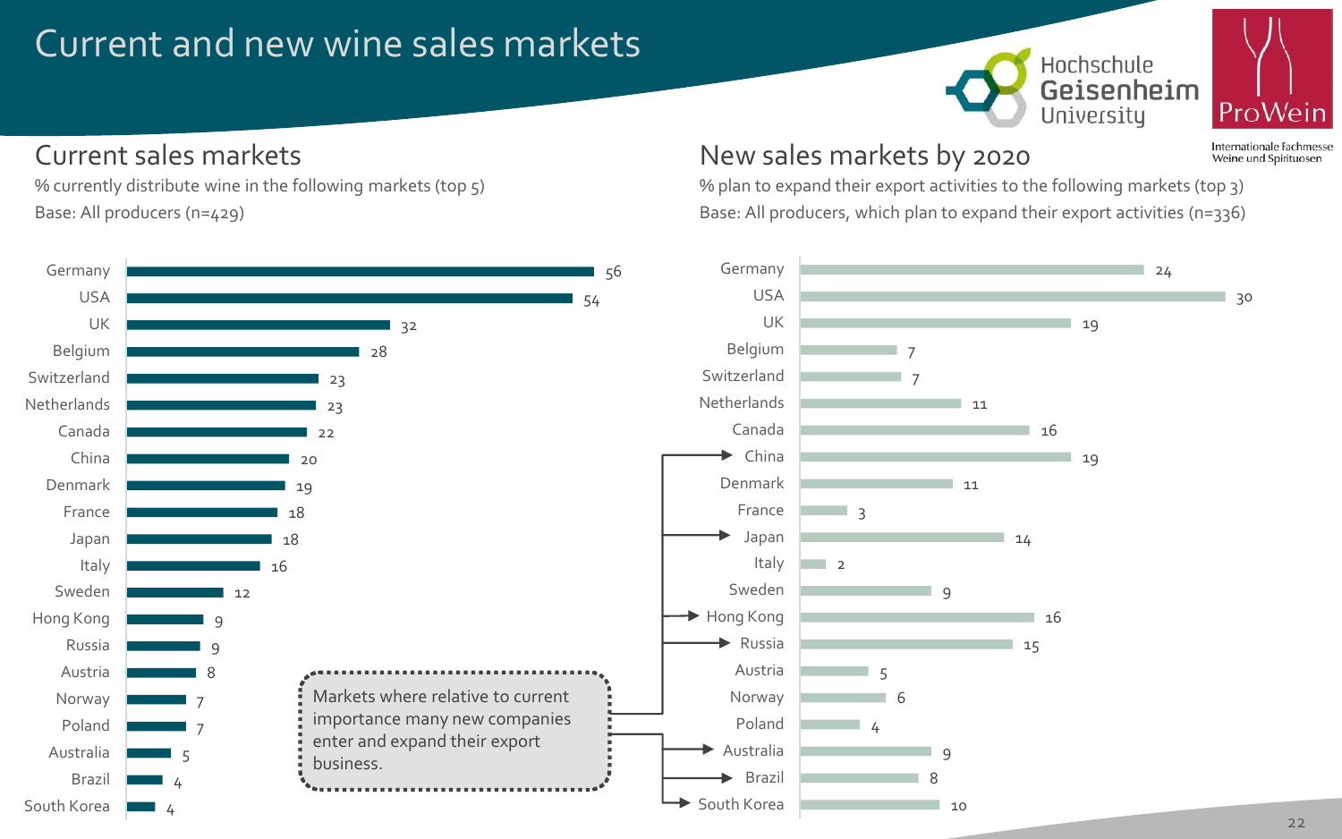# Current and new wine sales markets

## Current sales markets

% currently distribute wine in the following markets (top 5)
Base: All producers (n=429)

| Market | % |
|---|---|
| Germany | 56 |
| USA | 54 |
| UK | 32 |
| Belgium | 28 |
| Switzerland | 23 |
| Netherlands | 23 |
| Canada | 22 |
| China | 20 |
| Denmark | 19 |
| France | 18 |
| Japan | 18 |
| Italy | 16 |
| Sweden | 12 |
| Hong Kong | 9 |
| Russia | 9 |
| Austria | 8 |
| Norway | 7 |
| Poland | 7 |
| Australia | 5 |
| Brazil | 4 |
| South Korea | 4 |

## New sales markets by 2020

% plan to expand their export activities to the following markets (top 3)
Base: All producers, which plan to expand their export activities (n=336)

| Market | % |
|---|---|
| Germany | 24 |
| USA | 30 |
| UK | 19 |
| Belgium | 7 |
| Switzerland | 7 |
| Netherlands | 11 |
| Canada | 16 |
| China | 19 |
| Denmark | 11 |
| France | 3 |
| Japan | 14 |
| Italy | 2 |
| Sweden | 9 |
| Hong Kong | 16 |
| Russia | 15 |
| Austria | 5 |
| Norway | 6 |
| Poland | 4 |
| Australia | 9 |
| Brazil | 8 |
| South Korea | 10 |

Markets where relative to current importance many new companies enter and expand their export business: China, Japan, Hong Kong, Russia, Australia, Brazil, South Korea.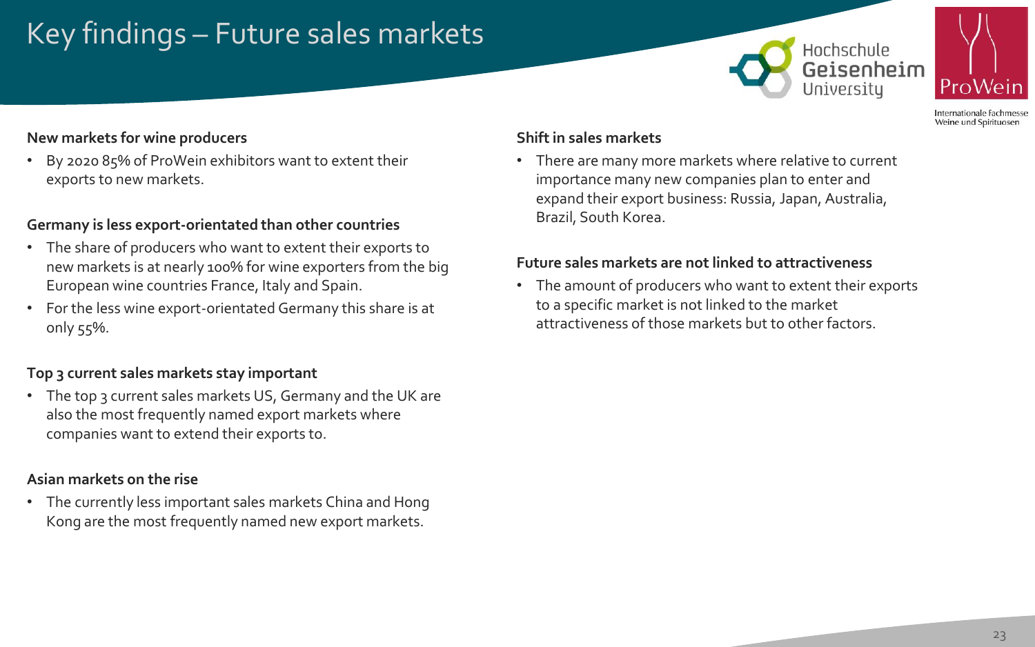# Key findings – Future sales markets

**New markets for wine producers**

- By 2020 85% of ProWein exhibitors want to extent their exports to new markets.

**Germany is less export-orientated than other countries**

- The share of producers who want to extent their exports to new markets is at nearly 100% for wine exporters from the big European wine countries France, Italy and Spain.
- For the less wine export-orientated Germany this share is at only 55%.

**Top 3 current sales markets stay important**

- The top 3 current sales markets US, Germany and the UK are also the most frequently named export markets where companies want to extend their exports to.

**Asian markets on the rise**

- The currently less important sales markets China and Hong Kong are the most frequently named new export markets.

**Shift in sales markets**

- There are many more markets where relative to current importance many new companies plan to enter and expand their export business: Russia, Japan, Australia, Brazil, South Korea.

**Future sales markets are not linked to attractiveness**

- The amount of producers who want to extent their exports to a specific market is not linked to the market attractiveness of those markets but to other factors.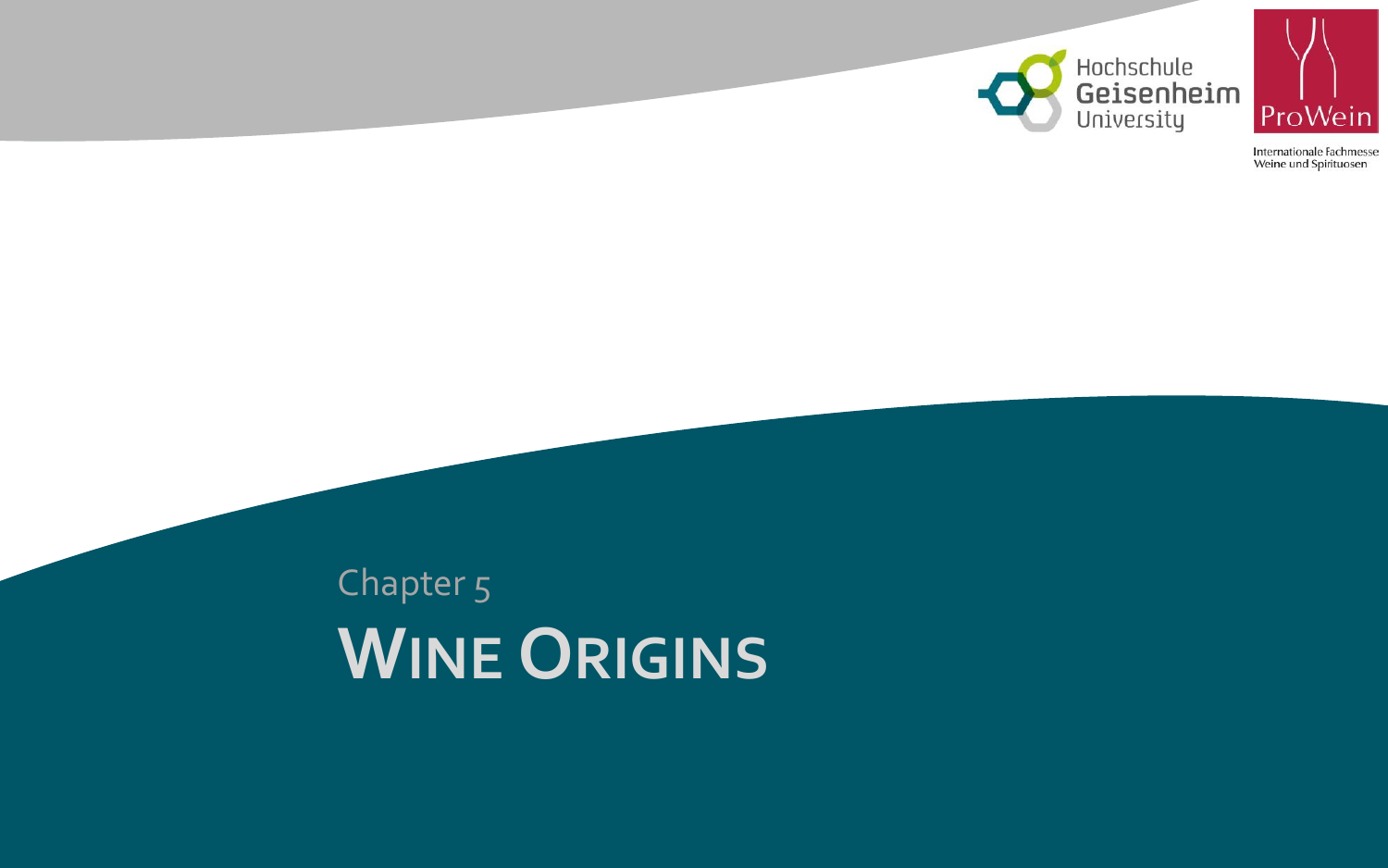Chapter 5

# WINE ORIGINS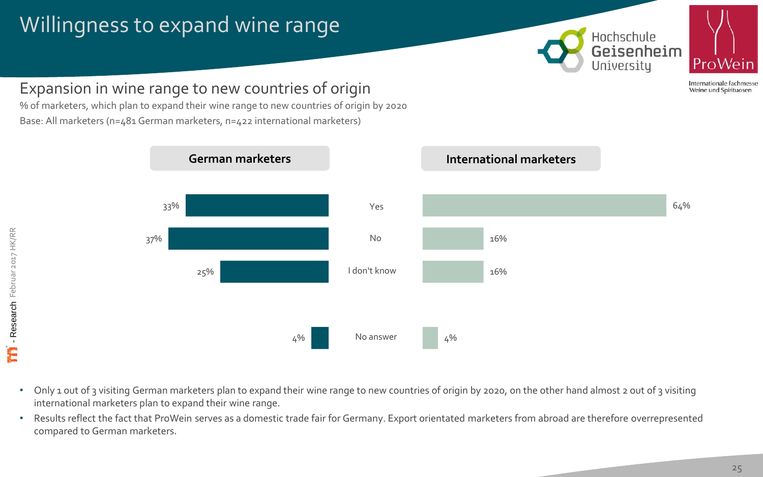# Willingness to expand wine range

## Expansion in wine range to new countries of origin

% of marketers, which plan to expand their wine range to new countries of origin by 2020

Base: All marketers (n=481 German marketers, n=422 international marketers)

| | German marketers | International marketers |
|---|---|---|
| Yes | 33% | 64% |
| No | 37% | 16% |
| I don't know | 25% | 16% |
| No answer | 4% | 4% |

- Only 1 out of 3 visiting German marketers plan to expand their wine range to new countries of origin by 2020, on the other hand almost 2 out of 3 visiting international marketers plan to expand their wine range.
- Results reflect the fact that ProWein serves as a domestic trade fair for Germany. Export orientated marketers from abroad are therefore overrepresented compared to German marketers.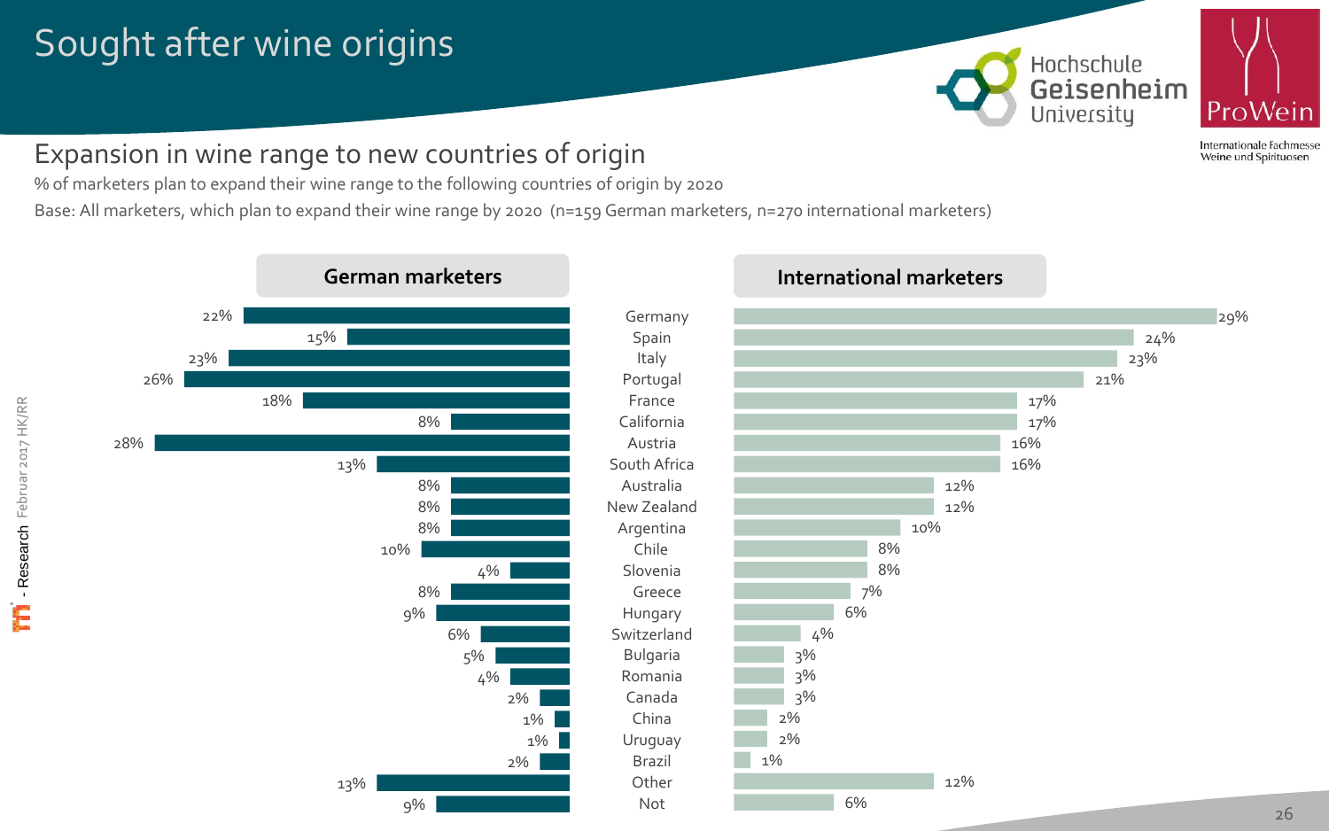# Sought after wine origins

## Expansion in wine range to new countries of origin

% of marketers plan to expand their wine range to the following countries of origin by 2020

Base: All marketers, which plan to expand their wine range by 2020 (n=159 German marketers, n=270 international marketers)

| Country of origin | German marketers | International marketers |
|---|---|---|
| Germany | 22% | 29% |
| Spain | 15% | 24% |
| Italy | 23% | 23% |
| Portugal | 26% | 21% |
| France | 18% | 17% |
| California | 8% | 17% |
| Austria | 28% | 16% |
| South Africa | 13% | 16% |
| Australia | 8% | 12% |
| New Zealand | 8% | 12% |
| Argentina | 8% | 10% |
| Chile | 10% | 8% |
| Slovenia | 4% | 8% |
| Greece | 8% | 7% |
| Hungary | 9% | 6% |
| Switzerland | 6% | 4% |
| Bulgaria | 5% | 3% |
| Romania | 4% | 3% |
| Canada | 2% | 3% |
| China | 1% | 2% |
| Uruguay | 1% | 2% |
| Brazil | 2% | 1% |
| Other | 13% | 12% |
| Not | 9% | 6% |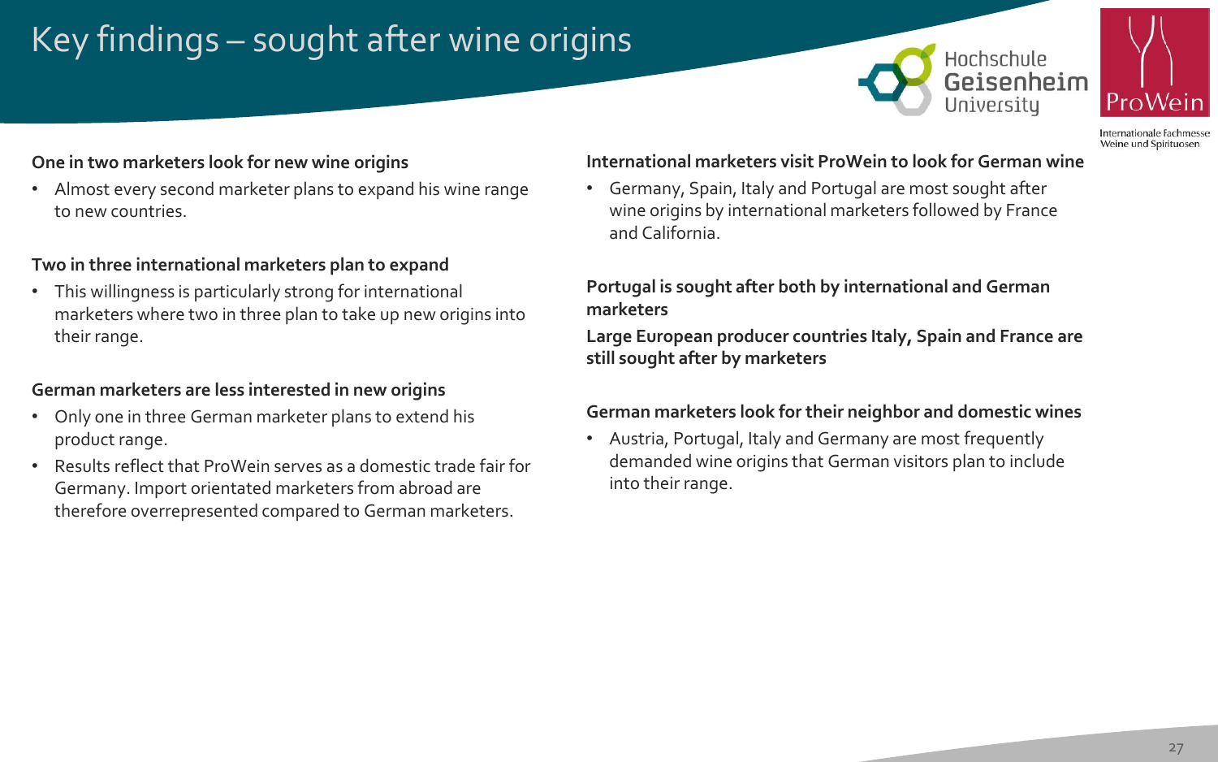# Key findings – sought after wine origins

**One in two marketers look for new wine origins**

- Almost every second marketer plans to expand his wine range to new countries.

**Two in three international marketers plan to expand**

- This willingness is particularly strong for international marketers where two in three plan to take up new origins into their range.

**German marketers are less interested in new origins**

- Only one in three German marketer plans to extend his product range.
- Results reflect that ProWein serves as a domestic trade fair for Germany. Import orientated marketers from abroad are therefore overrepresented compared to German marketers.

**International marketers visit ProWein to look for German wine**

- Germany, Spain, Italy and Portugal are most sought after wine origins by international marketers followed by France and California.

**Portugal is sought after both by international and German marketers**

**Large European producer countries Italy, Spain and France are still sought after by marketers**

**German marketers look for their neighbor and domestic wines**

- Austria, Portugal, Italy and Germany are most frequently demanded wine origins that German visitors plan to include into their range.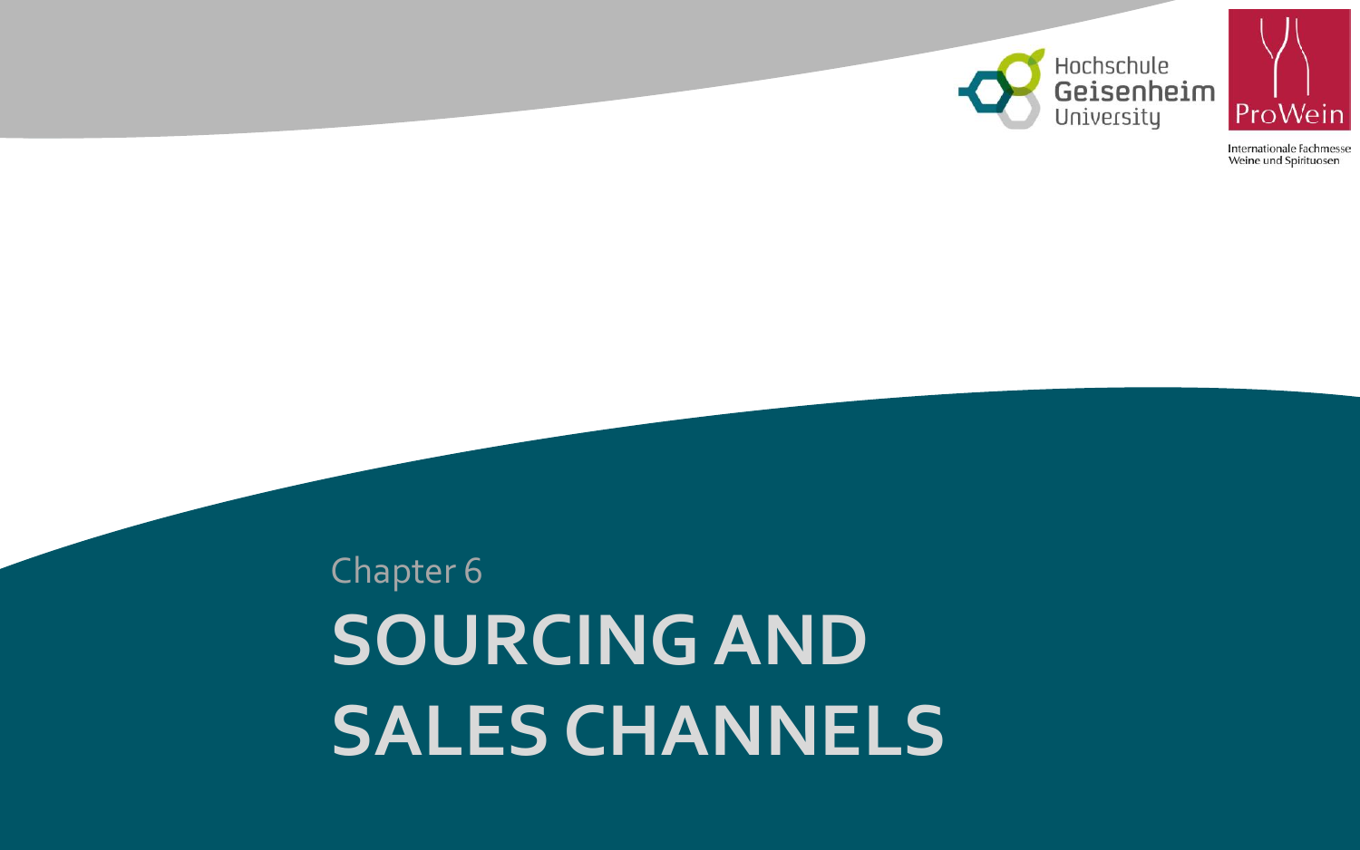Chapter 6

# SOURCING AND SALES CHANNELS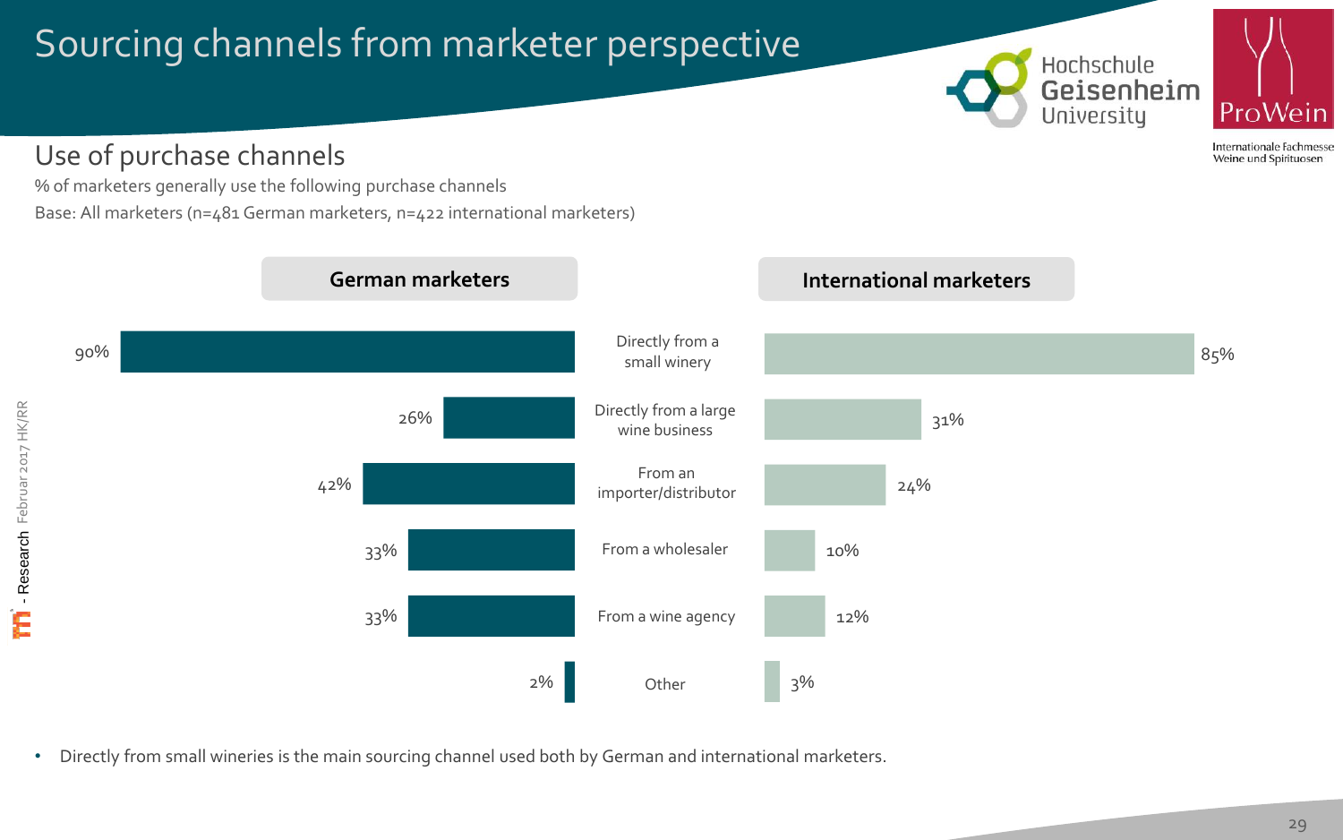# Sourcing channels from marketer perspective

## Use of purchase channels

% of marketers generally use the following purchase channels

Base: All marketers (n=481 German marketers, n=422 international marketers)

| Purchase channel | German marketers | International marketers |
|---|---|---|
| Directly from a small winery | 90% | 85% |
| Directly from a large wine business | 26% | 31% |
| From an importer/distributor | 42% | 24% |
| From a wholesaler | 33% | 10% |
| From a wine agency | 33% | 12% |
| Other | 2% | 3% |

- Directly from small wineries is the main sourcing channel used both by German and international marketers.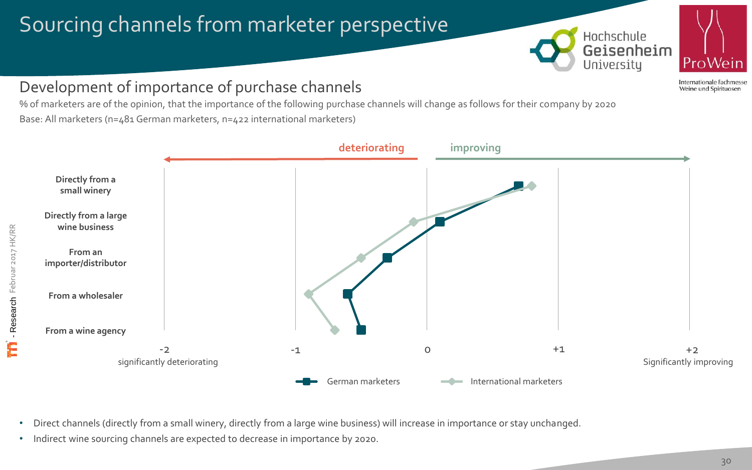# Sourcing channels from marketer perspective

## Development of importance of purchase channels

% of marketers are of the opinion, that the importance of the following purchase channels will change as follows for their company by 2020

Base: All marketers (n=481 German marketers, n=422 international marketers)

deteriorating ← → improving

| Purchase channel |
|---|
| Directly from a small winery |
| Directly from a large wine business |
| From an importer/distributor |
| From a wholesaler |
| From a wine agency |

-2 significantly deteriorating | -1 | 0 | +1 | +2 Significantly improving

German marketers | International marketers

- Direct channels (directly from a small winery, directly from a large wine business) will increase in importance or stay unchanged.
- Indirect wine sourcing channels are expected to decrease in importance by 2020.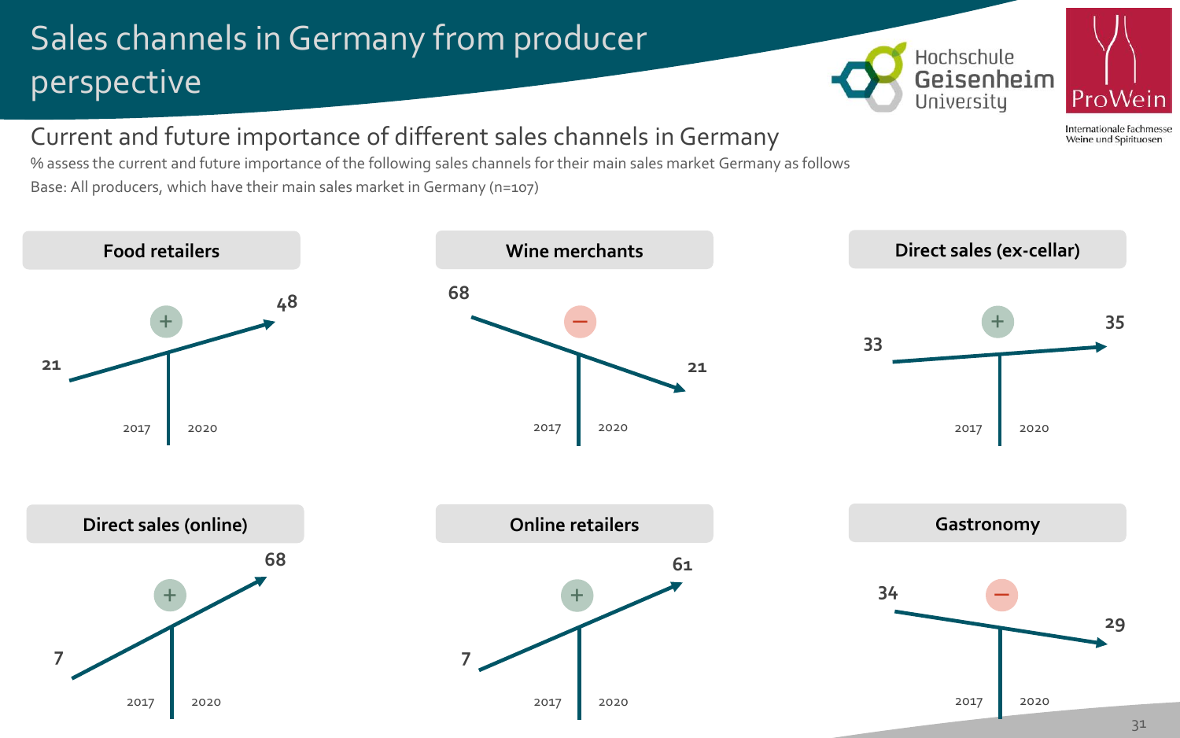# Sales channels in Germany from producer perspective

## Current and future importance of different sales channels in Germany

% assess the current and future importance of the following sales channels for their main sales market Germany as follows

Base: All producers, which have their main sales market in Germany (n=107)

| Sales channel | 2017 | 2020 | Trend |
|---|---|---|---|
| Food retailers | 21 | 48 | + |
| Wine merchants | 68 | 21 | – |
| Direct sales (ex-cellar) | 33 | 35 | + |
| Direct sales (online) | 7 | 68 | + |
| Online retailers | 7 | 61 | + |
| Gastronomy | 34 | 29 | – |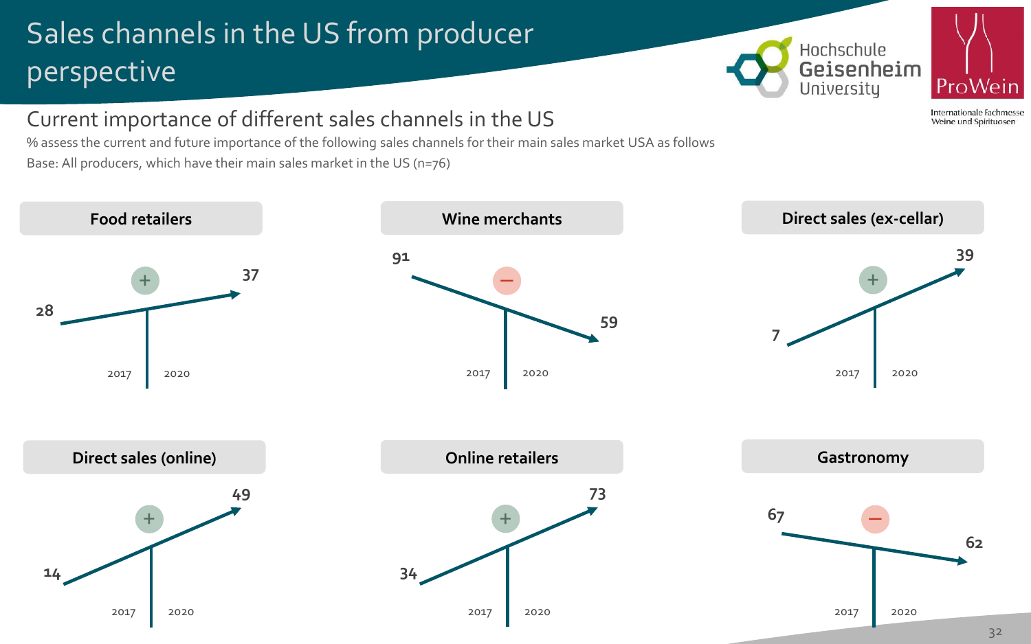# Sales channels in the US from producer perspective

## Current importance of different sales channels in the US

% assess the current and future importance of the following sales channels for their main sales market USA as follows

Base: All producers, which have their main sales market in the US (n=76)

| Sales channel | 2017 | 2020 | Trend |
|---|---|---|---|
| Food retailers | 28 | 37 | + |
| Wine merchants | 91 | 59 | – |
| Direct sales (ex-cellar) | 7 | 39 | + |
| Direct sales (online) | 14 | 49 | + |
| Online retailers | 34 | 73 | + |
| Gastronomy | 67 | 62 | – |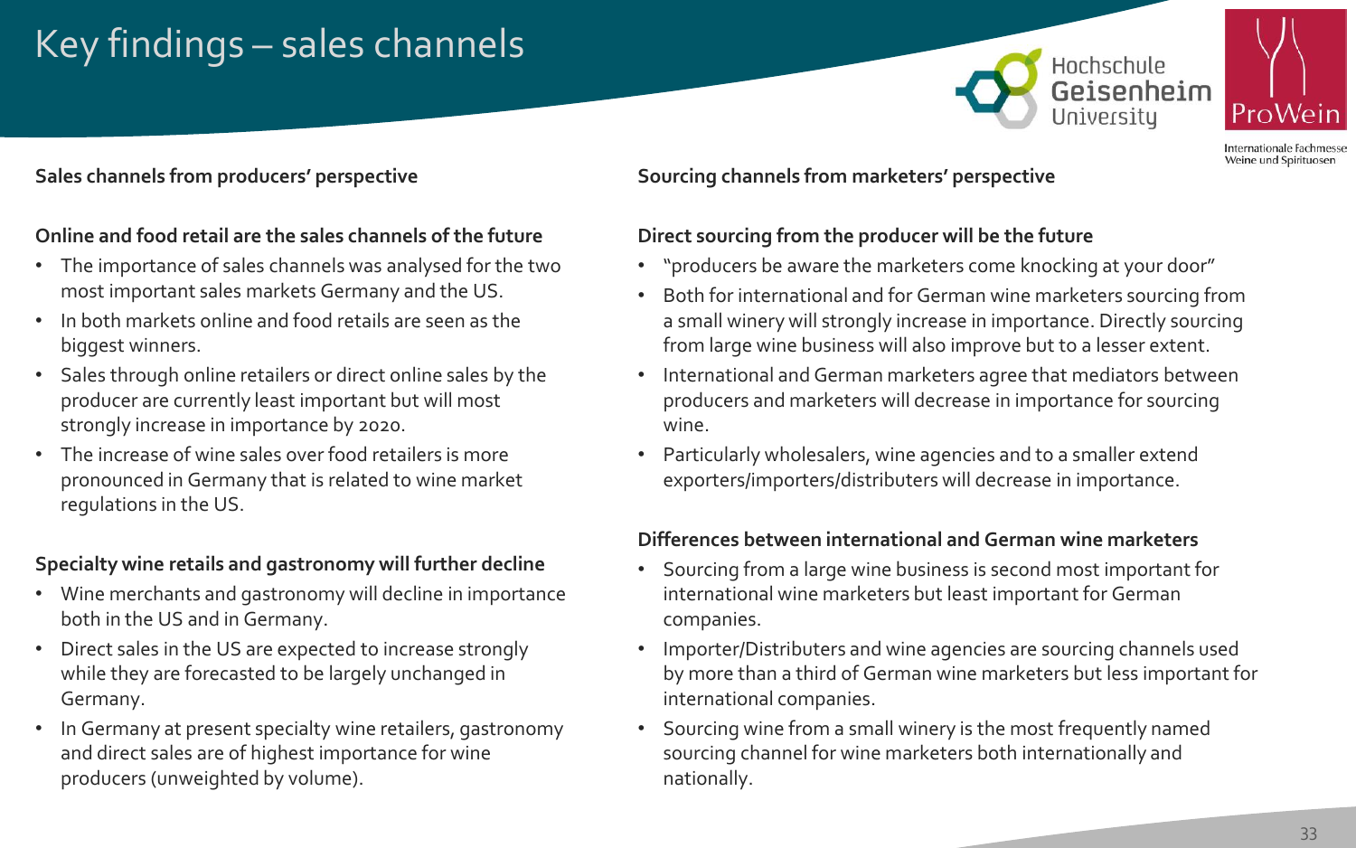# Key findings – sales channels

## Sales channels from producers' perspective

### Online and food retail are the sales channels of the future

- The importance of sales channels was analysed for the two most important sales markets Germany and the US.
- In both markets online and food retails are seen as the biggest winners.
- Sales through online retailers or direct online sales by the producer are currently least important but will most strongly increase in importance by 2020.
- The increase of wine sales over food retailers is more pronounced in Germany that is related to wine market regulations in the US.

### Specialty wine retails and gastronomy will further decline

- Wine merchants and gastronomy will decline in importance both in the US and in Germany.
- Direct sales in the US are expected to increase strongly while they are forecasted to be largely unchanged in Germany.
- In Germany at present specialty wine retailers, gastronomy and direct sales are of highest importance for wine producers (unweighted by volume).

## Sourcing channels from marketers' perspective

### Direct sourcing from the producer will be the future

- "producers be aware the marketers come knocking at your door"
- Both for international and for German wine marketers sourcing from a small winery will strongly increase in importance. Directly sourcing from large wine business will also improve but to a lesser extent.
- International and German marketers agree that mediators between producers and marketers will decrease in importance for sourcing wine.
- Particularly wholesalers, wine agencies and to a smaller extend exporters/importers/distributers will decrease in importance.

### Differences between international and German wine marketers

- Sourcing from a large wine business is second most important for international wine marketers but least important for German companies.
- Importer/Distributers and wine agencies are sourcing channels used by more than a third of German wine marketers but less important for international companies.
- Sourcing wine from a small winery is the most frequently named sourcing channel for wine marketers both internationally and nationally.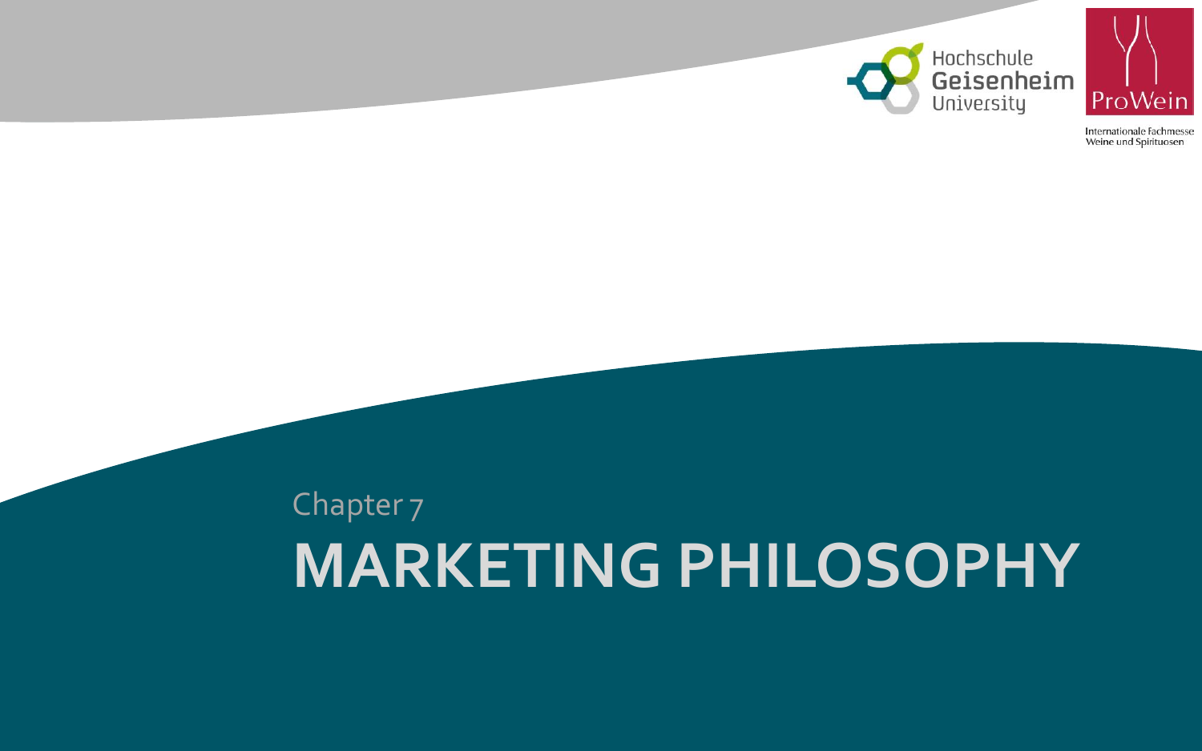Chapter 7

# MARKETING PHILOSOPHY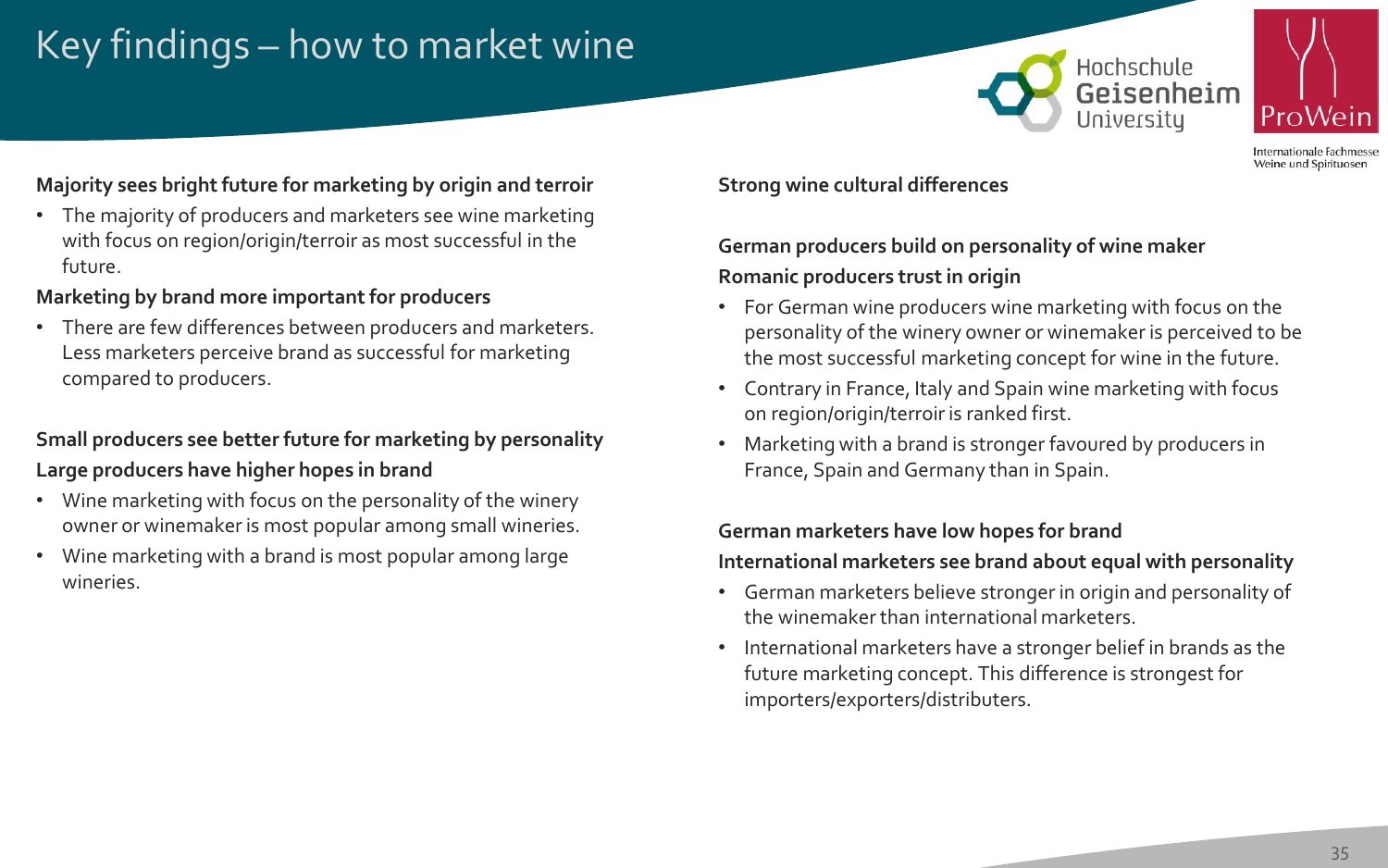# Key findings – how to market wine

**Majority sees bright future for marketing by origin and terroir**

- The majority of producers and marketers see wine marketing with focus on region/origin/terroir as most successful in the future.

**Marketing by brand more important for producers**

- There are few differences between producers and marketers. Less marketers perceive brand as successful for marketing compared to producers.

**Small producers see better future for marketing by personality**

**Large producers have higher hopes in brand**

- Wine marketing with focus on the personality of the winery owner or winemaker is most popular among small wineries.
- Wine marketing with a brand is most popular among large wineries.

**Strong wine cultural differences**

**German producers build on personality of wine maker**

**Romanic producers trust in origin**

- For German wine producers wine marketing with focus on the personality of the winery owner or winemaker is perceived to be the most successful marketing concept for wine in the future.
- Contrary in France, Italy and Spain wine marketing with focus on region/origin/terroir is ranked first.
- Marketing with a brand is stronger favoured by producers in France, Spain and Germany than in Spain.

**German marketers have low hopes for brand**

**International marketers see brand about equal with personality**

- German marketers believe stronger in origin and personality of the winemaker than international marketers.
- International marketers have a stronger belief in brands as the future marketing concept. This difference is strongest for importers/exporters/distributers.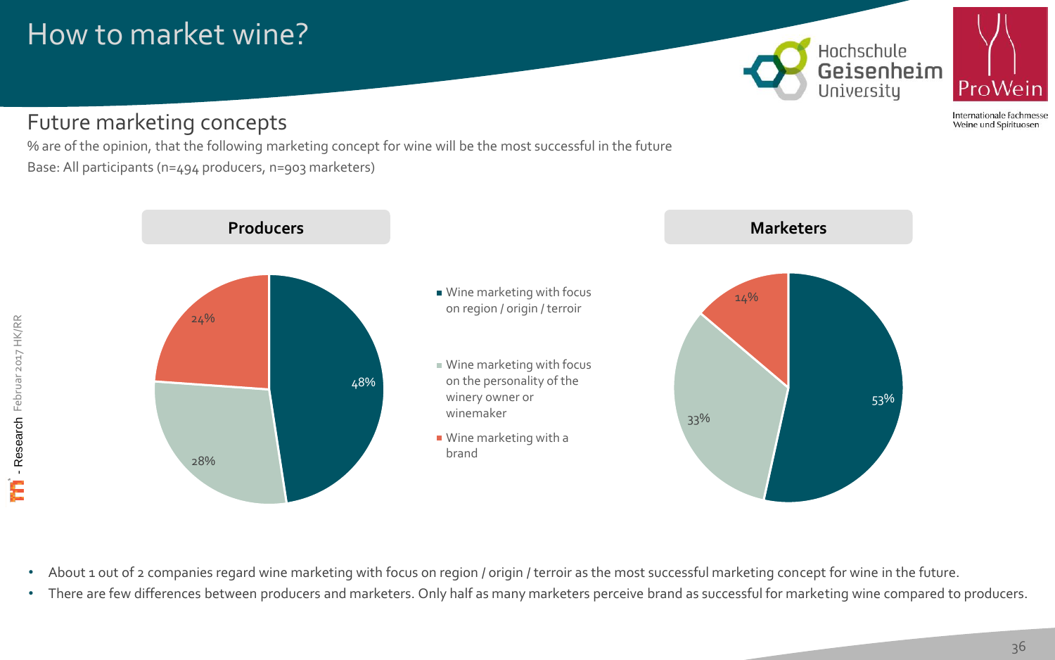# How to market wine?

## Future marketing concepts

% are of the opinion, that the following marketing concept for wine will be the most successful in the future

Base: All participants (n=494 producers, n=903 marketers)

| | Producers | Marketers |
|---|---|---|
| Wine marketing with focus on region / origin / terroir | 48% | 53% |
| Wine marketing with focus on the personality of the winery owner or winemaker | 28% | 33% |
| Wine marketing with a brand | 24% | 14% |

- About 1 out of 2 companies regard wine marketing with focus on region / origin / terroir as the most successful marketing concept for wine in the future.
- There are few differences between producers and marketers. Only half as many marketers perceive brand as successful for marketing wine compared to producers.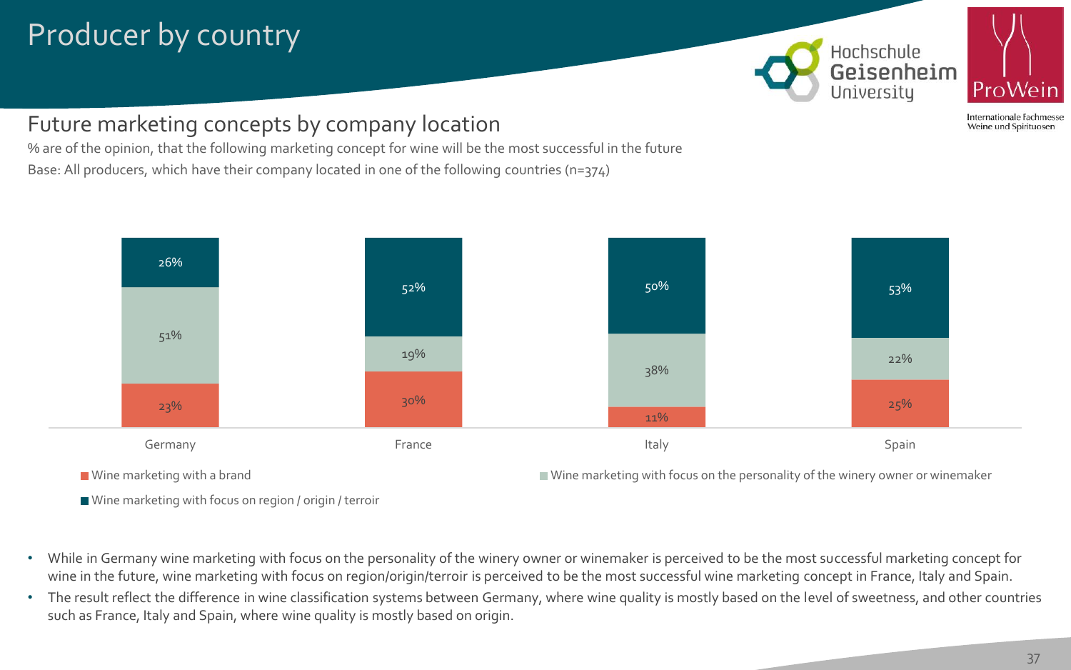# Producer by country

## Future marketing concepts by company location

% are of the opinion, that the following marketing concept for wine will be the most successful in the future

Base: All producers, which have their company located in one of the following countries (n=374)

| | Germany | France | Italy | Spain |
|---|---|---|---|---|
| Wine marketing with focus on region / origin / terroir | 26% | 52% | 50% | 53% |
| Wine marketing with focus on the personality of the winery owner or winemaker | 51% | 19% | 38% | 22% |
| Wine marketing with a brand | 23% | 30% | 11% | 25% |

- While in Germany wine marketing with focus on the personality of the winery owner or winemaker is perceived to be the most successful marketing concept for wine in the future, wine marketing with focus on region/origin/terroir is perceived to be the most successful wine marketing concept in France, Italy and Spain.
- The result reflect the difference in wine classification systems between Germany, where wine quality is mostly based on the level of sweetness, and other countries such as France, Italy and Spain, where wine quality is mostly based on origin.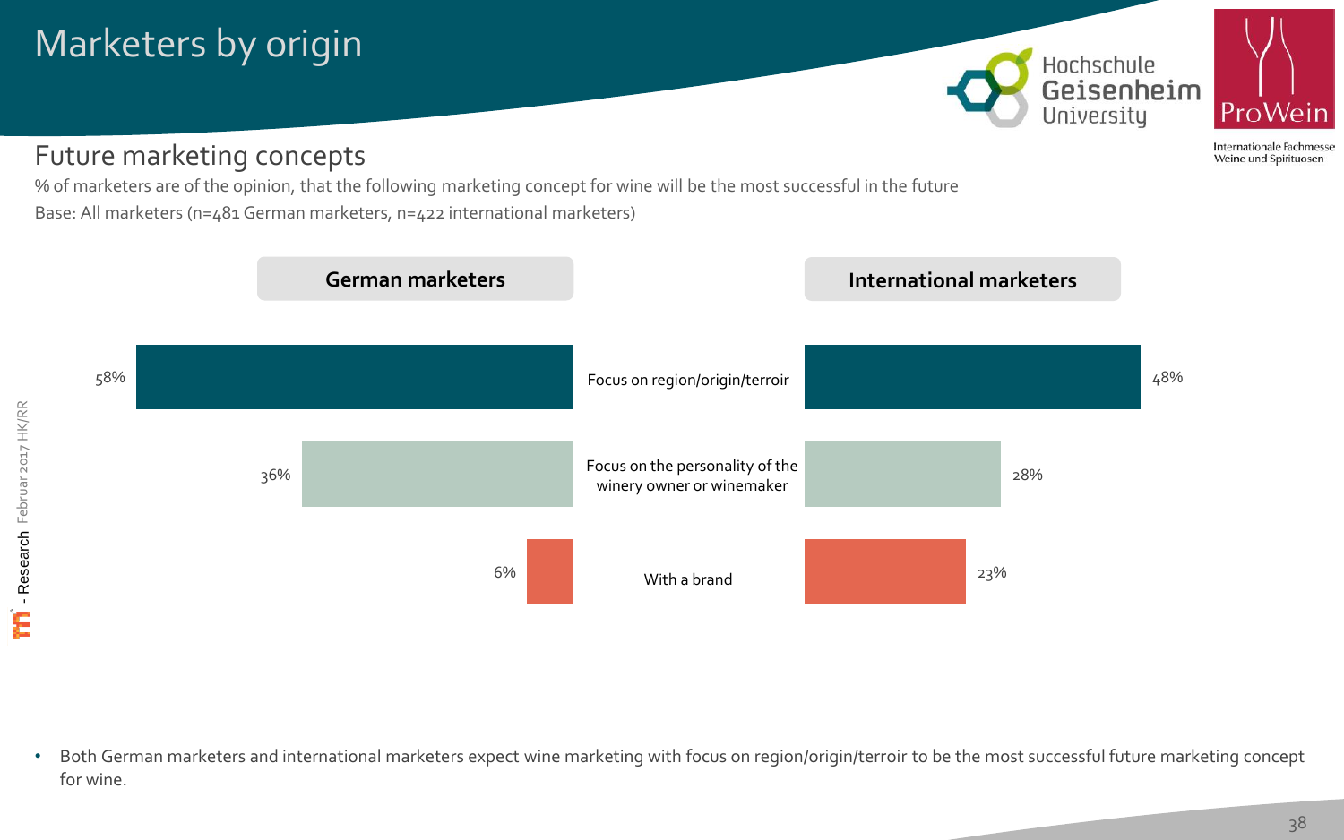# Marketers by origin

## Future marketing concepts

% of marketers are of the opinion, that the following marketing concept for wine will be the most successful in the future

Base: All marketers (n=481 German marketers, n=422 international marketers)

| | German marketers | International marketers |
|---|---|---|
| Focus on region/origin/terroir | 58% | 48% |
| Focus on the personality of the winery owner or winemaker | 36% | 28% |
| With a brand | 6% | 23% |

- Both German marketers and international marketers expect wine marketing with focus on region/origin/terroir to be the most successful future marketing concept for wine.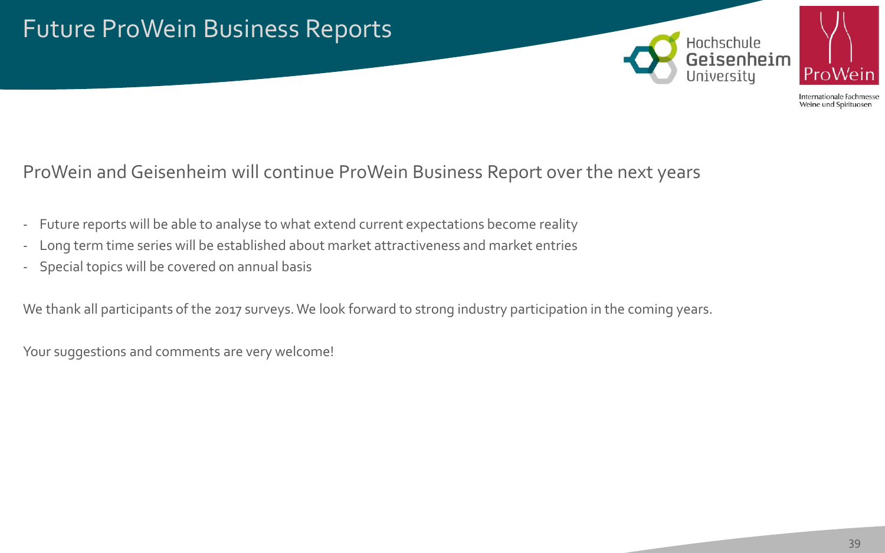# Future ProWein Business Reports

ProWein and Geisenheim will continue ProWein Business Report over the next years

- Future reports will be able to analyse to what extend current expectations become reality
- Long term time series will be established about market attractiveness and market entries
- Special topics will be covered on annual basis

We thank all participants of the 2017 surveys. We look forward to strong industry participation in the coming years.

Your suggestions and comments are very welcome!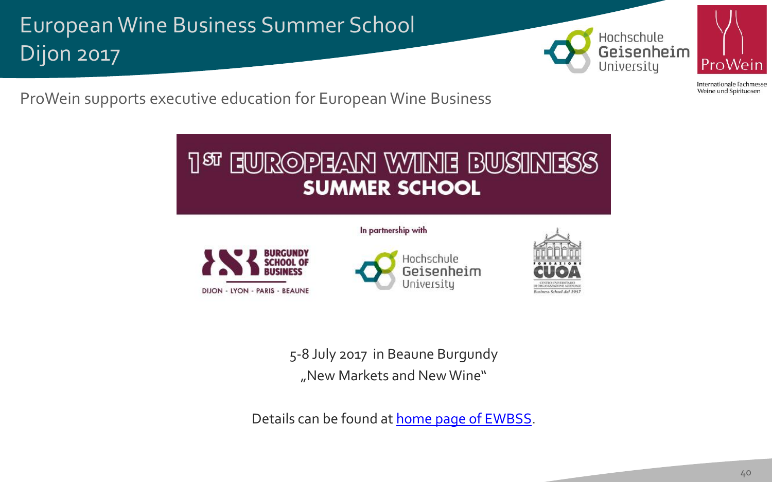# European Wine Business Summer School Dijon 2017

ProWein supports executive education for European Wine Business

## 1ST EUROPEAN WINE BUSINESS SUMMER SCHOOL

In partnership with

BURGUNDY SCHOOL OF BUSINESS
DIJON - LYON - PARIS - BEAUNE

Hochschule Geisenheim University

CUOA

5-8 July 2017 in Beaune Burgundy

„New Markets and New Wine“

Details can be found at [home page of EWBSS](home page of EWBSS).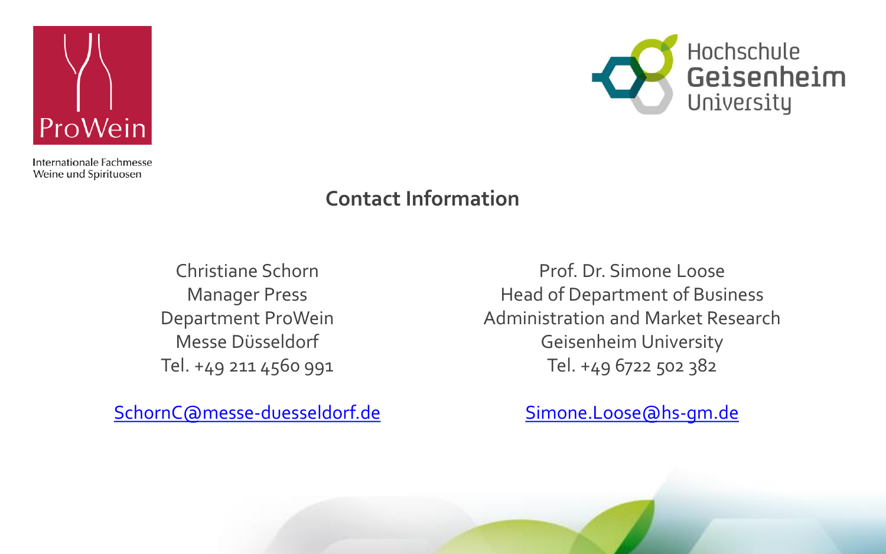ProWein

Internationale Fachmesse
Weine und Spirituosen

Hochschule
Geisenheim
University

## Contact Information

Christiane Schorn
Manager Press
Department ProWein
Messe Düsseldorf
Tel. +49 211 4560 991

SchornC@messe-duesseldorf.de

Prof. Dr. Simone Loose
Head of Department of Business
Administration and Market Research
Geisenheim University
Tel. +49 6722 502 382

Simone.Loose@hs-gm.de